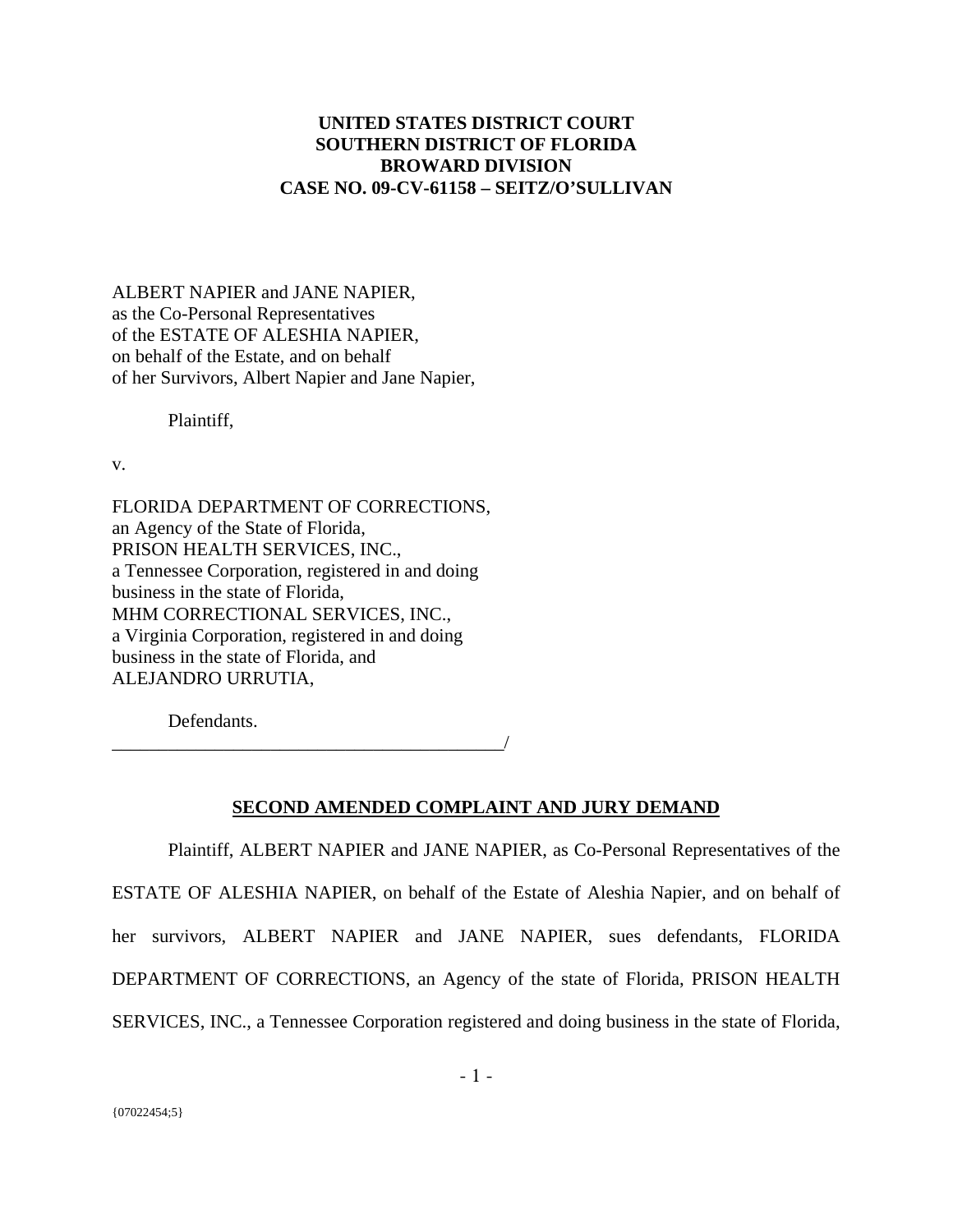**UNITED STATES DISTRICT COURT**
**SOUTHERN DISTRICT OF FLORIDA**
**BROWARD DIVISION**
**CASE NO. 09-CV-61158 – SEITZ/O'SULLIVAN**

ALBERT NAPIER and JANE NAPIER,
as the Co-Personal Representatives
of the ESTATE OF ALESHIA NAPIER,
on behalf of the Estate, and on behalf
of her Survivors, Albert Napier and Jane Napier,

Plaintiff,

v.

FLORIDA DEPARTMENT OF CORRECTIONS,
an Agency of the State of Florida,
PRISON HEALTH SERVICES, INC.,
a Tennessee Corporation, registered in and doing
business in the state of Florida,
MHM CORRECTIONAL SERVICES, INC.,
a Virginia Corporation, registered in and doing
business in the state of Florida, and
ALEJANDRO URRUTIA,

Defendants.
_____________________________________________/

## SECOND AMENDED COMPLAINT AND JURY DEMAND

Plaintiff, ALBERT NAPIER and JANE NAPIER, as Co-Personal Representatives of the ESTATE OF ALESHIA NAPIER, on behalf of the Estate of Aleshia Napier, and on behalf of her survivors, ALBERT NAPIER and JANE NAPIER, sues defendants, FLORIDA DEPARTMENT OF CORRECTIONS, an Agency of the state of Florida, PRISON HEALTH SERVICES, INC., a Tennessee Corporation registered and doing business in the state of Florida,

{07022454;5}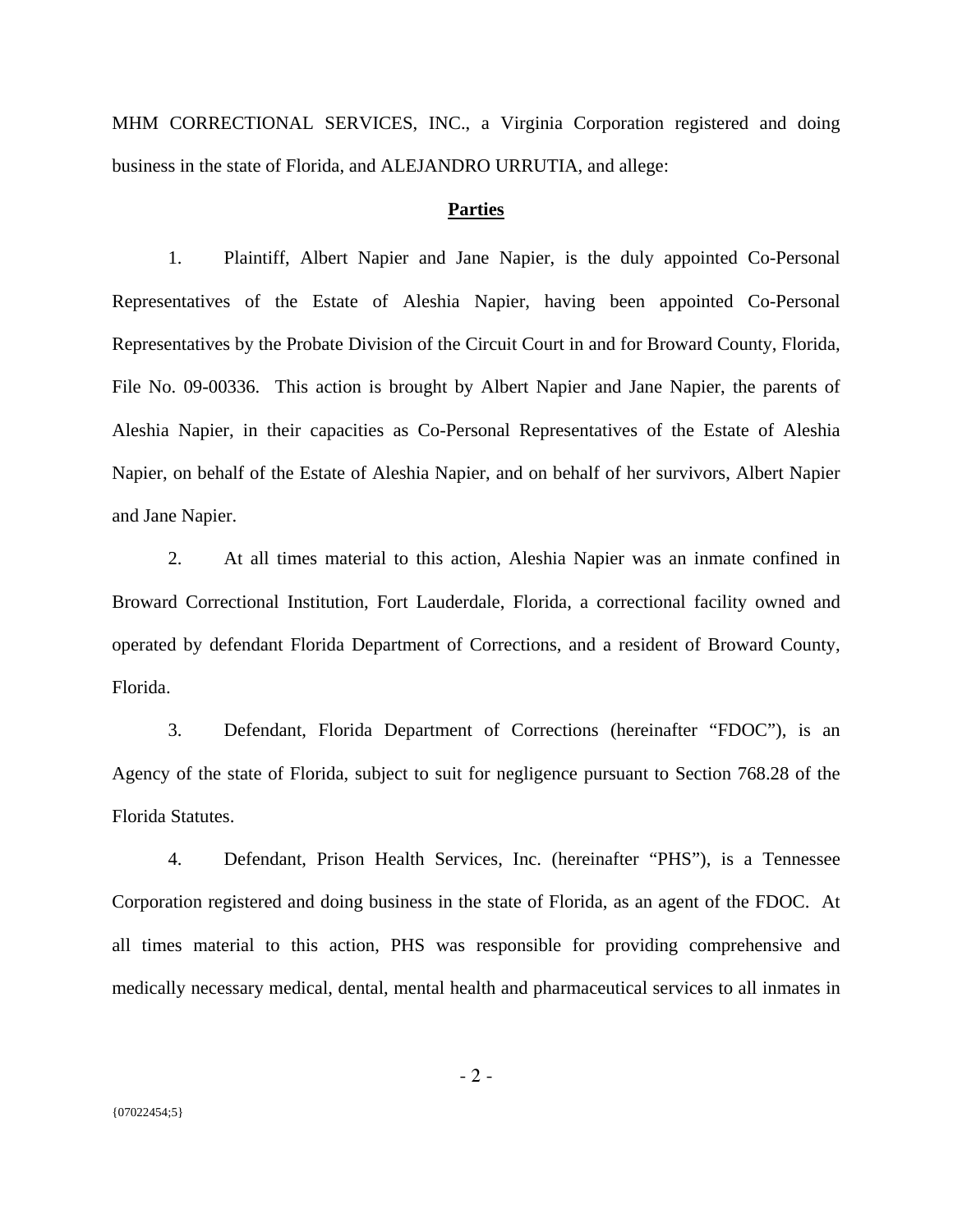MHM CORRECTIONAL SERVICES, INC., a Virginia Corporation registered and doing business in the state of Florida, and ALEJANDRO URRUTIA, and allege:

## **Parties**

1. Plaintiff, Albert Napier and Jane Napier, is the duly appointed Co-Personal Representatives of the Estate of Aleshia Napier, having been appointed Co-Personal Representatives by the Probate Division of the Circuit Court in and for Broward County, Florida, File No. 09-00336. This action is brought by Albert Napier and Jane Napier, the parents of Aleshia Napier, in their capacities as Co-Personal Representatives of the Estate of Aleshia Napier, on behalf of the Estate of Aleshia Napier, and on behalf of her survivors, Albert Napier and Jane Napier.

2. At all times material to this action, Aleshia Napier was an inmate confined in Broward Correctional Institution, Fort Lauderdale, Florida, a correctional facility owned and operated by defendant Florida Department of Corrections, and a resident of Broward County, Florida.

3. Defendant, Florida Department of Corrections (hereinafter "FDOC"), is an Agency of the state of Florida, subject to suit for negligence pursuant to Section 768.28 of the Florida Statutes.

4. Defendant, Prison Health Services, Inc. (hereinafter "PHS"), is a Tennessee Corporation registered and doing business in the state of Florida, as an agent of the FDOC. At all times material to this action, PHS was responsible for providing comprehensive and medically necessary medical, dental, mental health and pharmaceutical services to all inmates in

{07022454;5}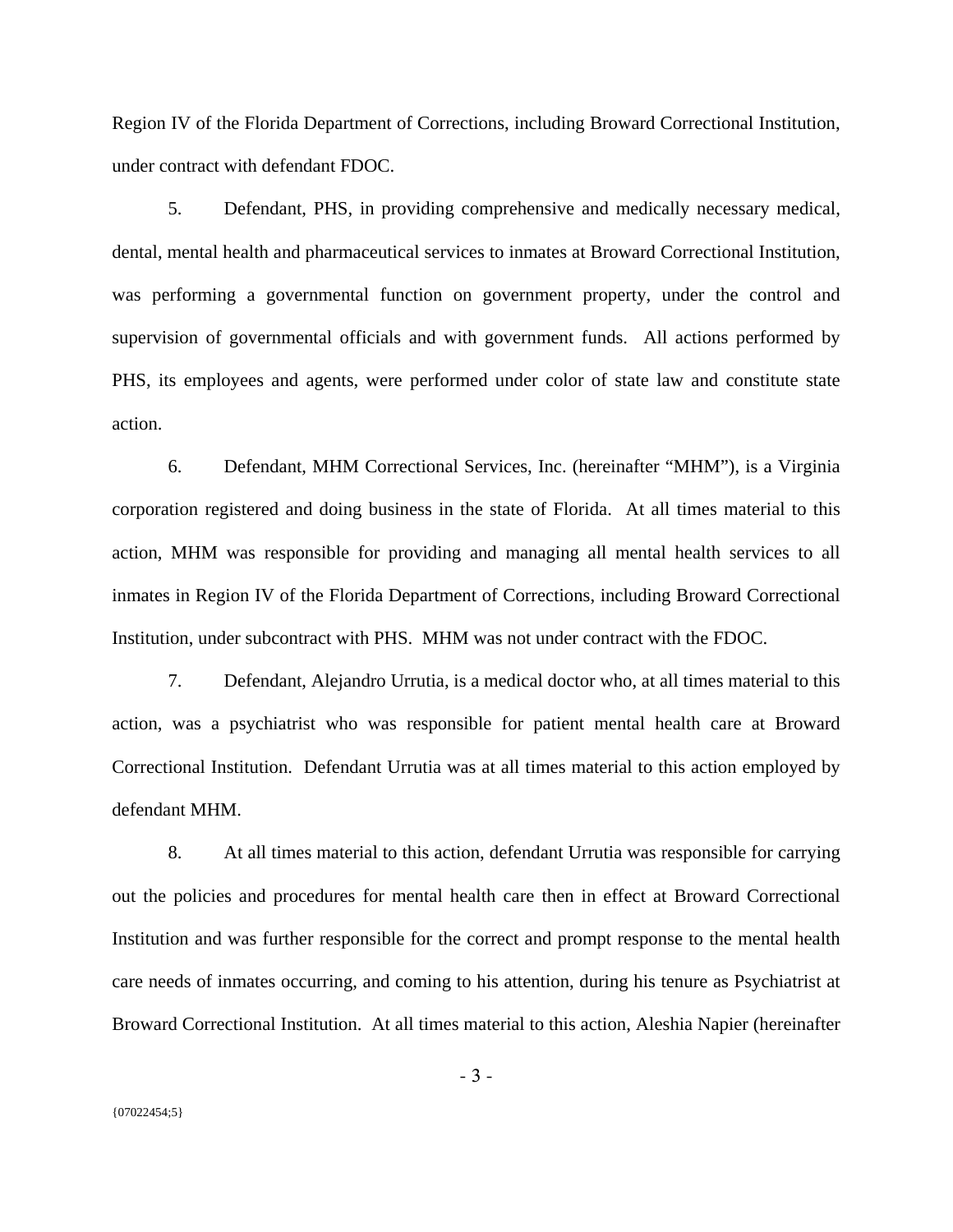Region IV of the Florida Department of Corrections, including Broward Correctional Institution, under contract with defendant FDOC.

5. Defendant, PHS, in providing comprehensive and medically necessary medical, dental, mental health and pharmaceutical services to inmates at Broward Correctional Institution, was performing a governmental function on government property, under the control and supervision of governmental officials and with government funds. All actions performed by PHS, its employees and agents, were performed under color of state law and constitute state action.

6. Defendant, MHM Correctional Services, Inc. (hereinafter "MHM"), is a Virginia corporation registered and doing business in the state of Florida. At all times material to this action, MHM was responsible for providing and managing all mental health services to all inmates in Region IV of the Florida Department of Corrections, including Broward Correctional Institution, under subcontract with PHS. MHM was not under contract with the FDOC.

7. Defendant, Alejandro Urrutia, is a medical doctor who, at all times material to this action, was a psychiatrist who was responsible for patient mental health care at Broward Correctional Institution. Defendant Urrutia was at all times material to this action employed by defendant MHM.

8. At all times material to this action, defendant Urrutia was responsible for carrying out the policies and procedures for mental health care then in effect at Broward Correctional Institution and was further responsible for the correct and prompt response to the mental health care needs of inmates occurring, and coming to his attention, during his tenure as Psychiatrist at Broward Correctional Institution. At all times material to this action, Aleshia Napier (hereinafter

{07022454;5}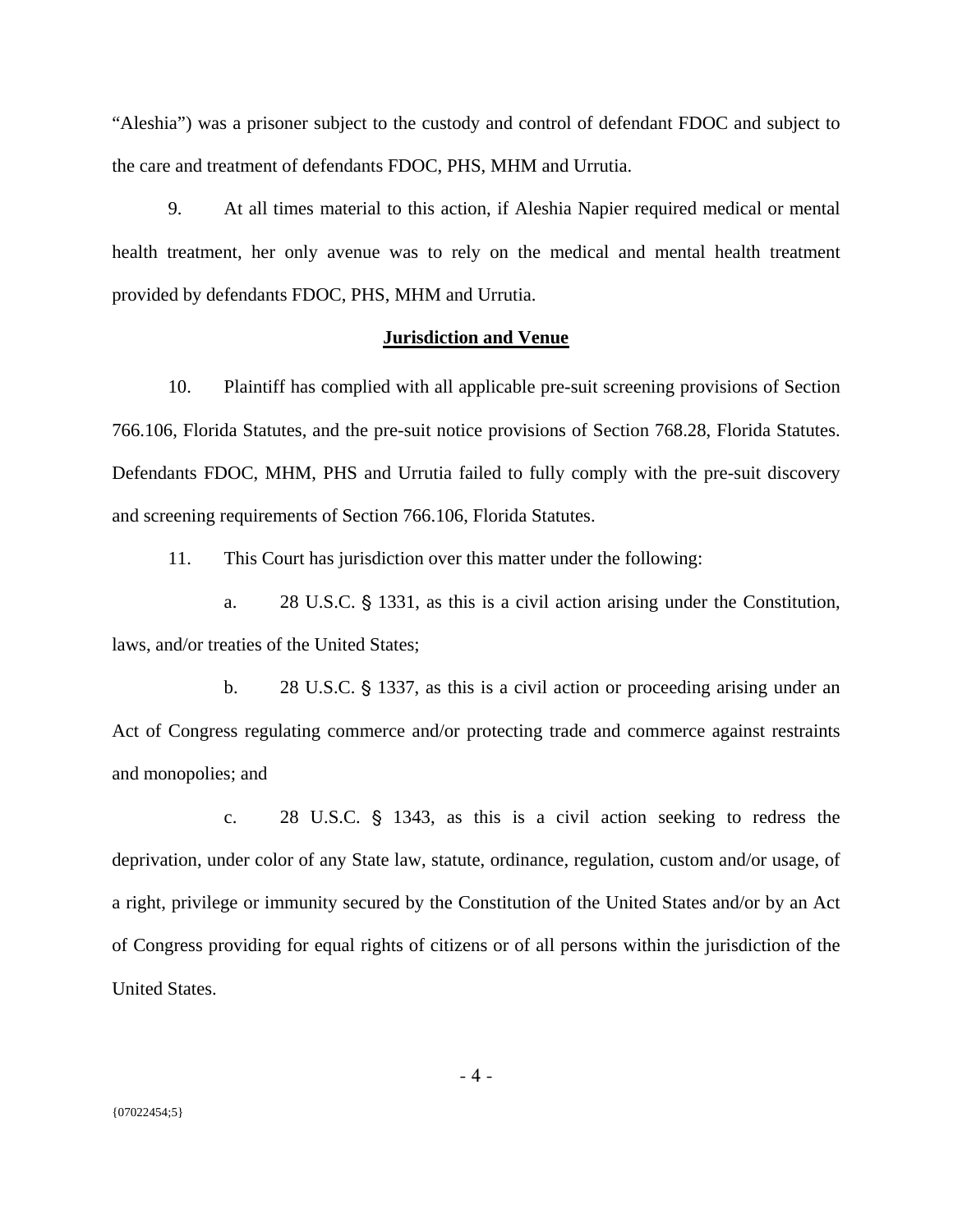"Aleshia") was a prisoner subject to the custody and control of defendant FDOC and subject to the care and treatment of defendants FDOC, PHS, MHM and Urrutia.

9. At all times material to this action, if Aleshia Napier required medical or mental health treatment, her only avenue was to rely on the medical and mental health treatment provided by defendants FDOC, PHS, MHM and Urrutia.

## **Jurisdiction and Venue**

10. Plaintiff has complied with all applicable pre-suit screening provisions of Section 766.106, Florida Statutes, and the pre-suit notice provisions of Section 768.28, Florida Statutes. Defendants FDOC, MHM, PHS and Urrutia failed to fully comply with the pre-suit discovery and screening requirements of Section 766.106, Florida Statutes.

11. This Court has jurisdiction over this matter under the following:

a. 28 U.S.C. § 1331, as this is a civil action arising under the Constitution, laws, and/or treaties of the United States;

b. 28 U.S.C. § 1337, as this is a civil action or proceeding arising under an Act of Congress regulating commerce and/or protecting trade and commerce against restraints and monopolies; and

c. 28 U.S.C. § 1343, as this is a civil action seeking to redress the deprivation, under color of any State law, statute, ordinance, regulation, custom and/or usage, of a right, privilege or immunity secured by the Constitution of the United States and/or by an Act of Congress providing for equal rights of citizens or of all persons within the jurisdiction of the United States.

{07022454;5}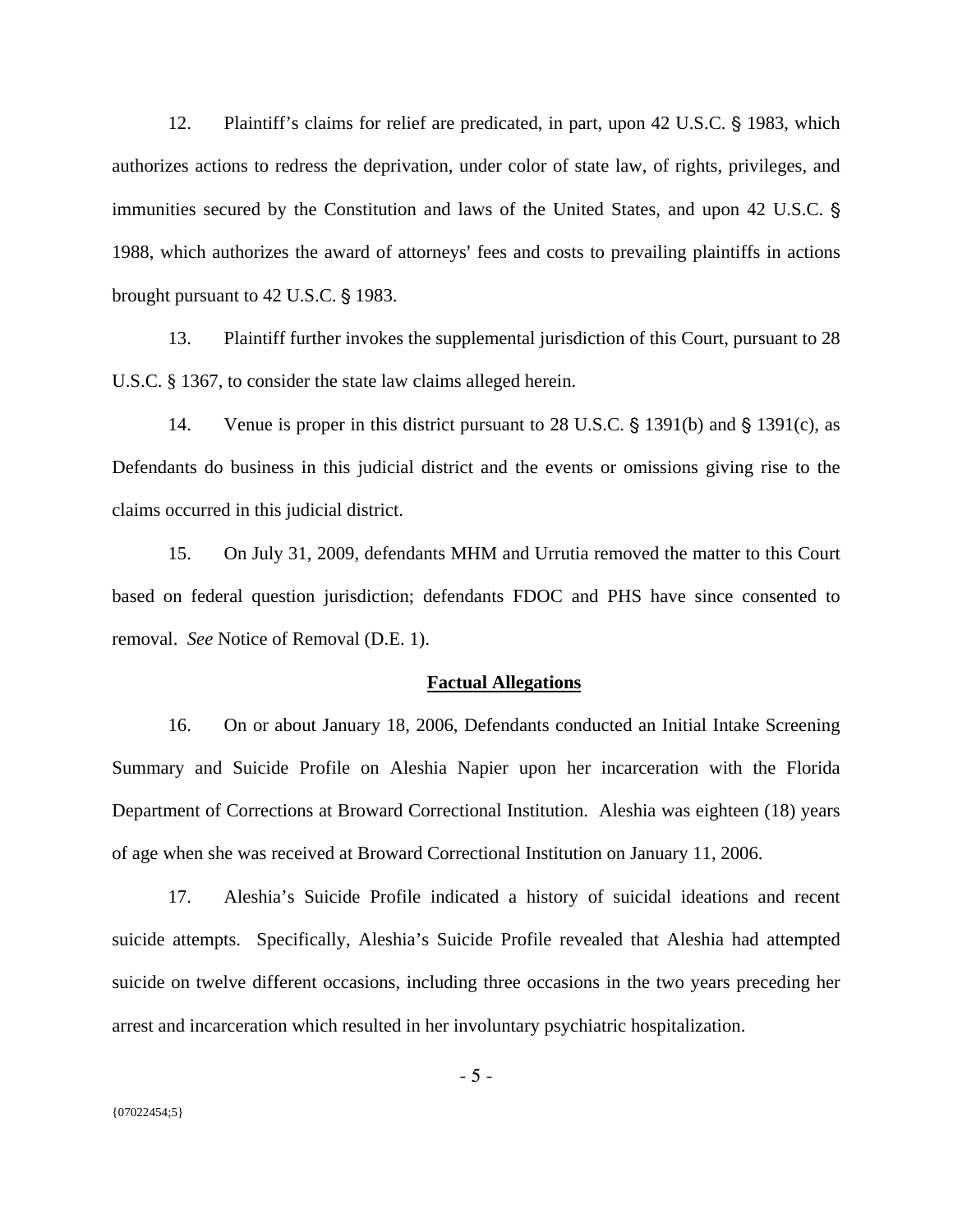12. Plaintiff's claims for relief are predicated, in part, upon 42 U.S.C. § 1983, which authorizes actions to redress the deprivation, under color of state law, of rights, privileges, and immunities secured by the Constitution and laws of the United States, and upon 42 U.S.C. § 1988, which authorizes the award of attorneys' fees and costs to prevailing plaintiffs in actions brought pursuant to 42 U.S.C. § 1983.

13. Plaintiff further invokes the supplemental jurisdiction of this Court, pursuant to 28 U.S.C. § 1367, to consider the state law claims alleged herein.

14. Venue is proper in this district pursuant to 28 U.S.C. § 1391(b) and § 1391(c), as Defendants do business in this judicial district and the events or omissions giving rise to the claims occurred in this judicial district.

15. On July 31, 2009, defendants MHM and Urrutia removed the matter to this Court based on federal question jurisdiction; defendants FDOC and PHS have since consented to removal. *See* Notice of Removal (D.E. 1).

## Factual Allegations

16. On or about January 18, 2006, Defendants conducted an Initial Intake Screening Summary and Suicide Profile on Aleshia Napier upon her incarceration with the Florida Department of Corrections at Broward Correctional Institution. Aleshia was eighteen (18) years of age when she was received at Broward Correctional Institution on January 11, 2006.

17. Aleshia's Suicide Profile indicated a history of suicidal ideations and recent suicide attempts. Specifically, Aleshia's Suicide Profile revealed that Aleshia had attempted suicide on twelve different occasions, including three occasions in the two years preceding her arrest and incarceration which resulted in her involuntary psychiatric hospitalization.

{07022454;5}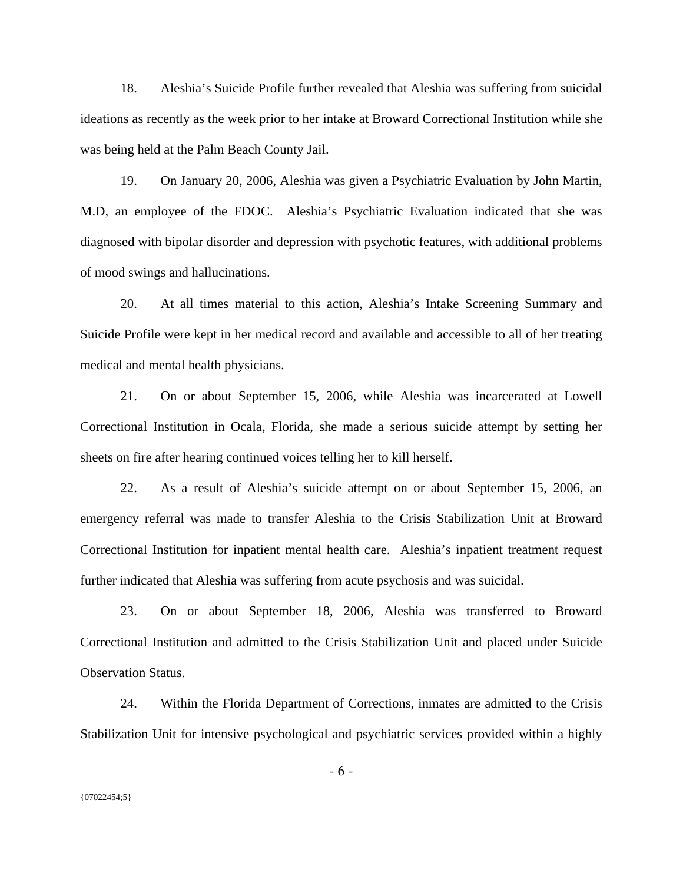18. Aleshia's Suicide Profile further revealed that Aleshia was suffering from suicidal ideations as recently as the week prior to her intake at Broward Correctional Institution while she was being held at the Palm Beach County Jail.

19. On January 20, 2006, Aleshia was given a Psychiatric Evaluation by John Martin, M.D, an employee of the FDOC. Aleshia's Psychiatric Evaluation indicated that she was diagnosed with bipolar disorder and depression with psychotic features, with additional problems of mood swings and hallucinations.

20. At all times material to this action, Aleshia's Intake Screening Summary and Suicide Profile were kept in her medical record and available and accessible to all of her treating medical and mental health physicians.

21. On or about September 15, 2006, while Aleshia was incarcerated at Lowell Correctional Institution in Ocala, Florida, she made a serious suicide attempt by setting her sheets on fire after hearing continued voices telling her to kill herself.

22. As a result of Aleshia's suicide attempt on or about September 15, 2006, an emergency referral was made to transfer Aleshia to the Crisis Stabilization Unit at Broward Correctional Institution for inpatient mental health care. Aleshia's inpatient treatment request further indicated that Aleshia was suffering from acute psychosis and was suicidal.

23. On or about September 18, 2006, Aleshia was transferred to Broward Correctional Institution and admitted to the Crisis Stabilization Unit and placed under Suicide Observation Status.

24. Within the Florida Department of Corrections, inmates are admitted to the Crisis Stabilization Unit for intensive psychological and psychiatric services provided within a highly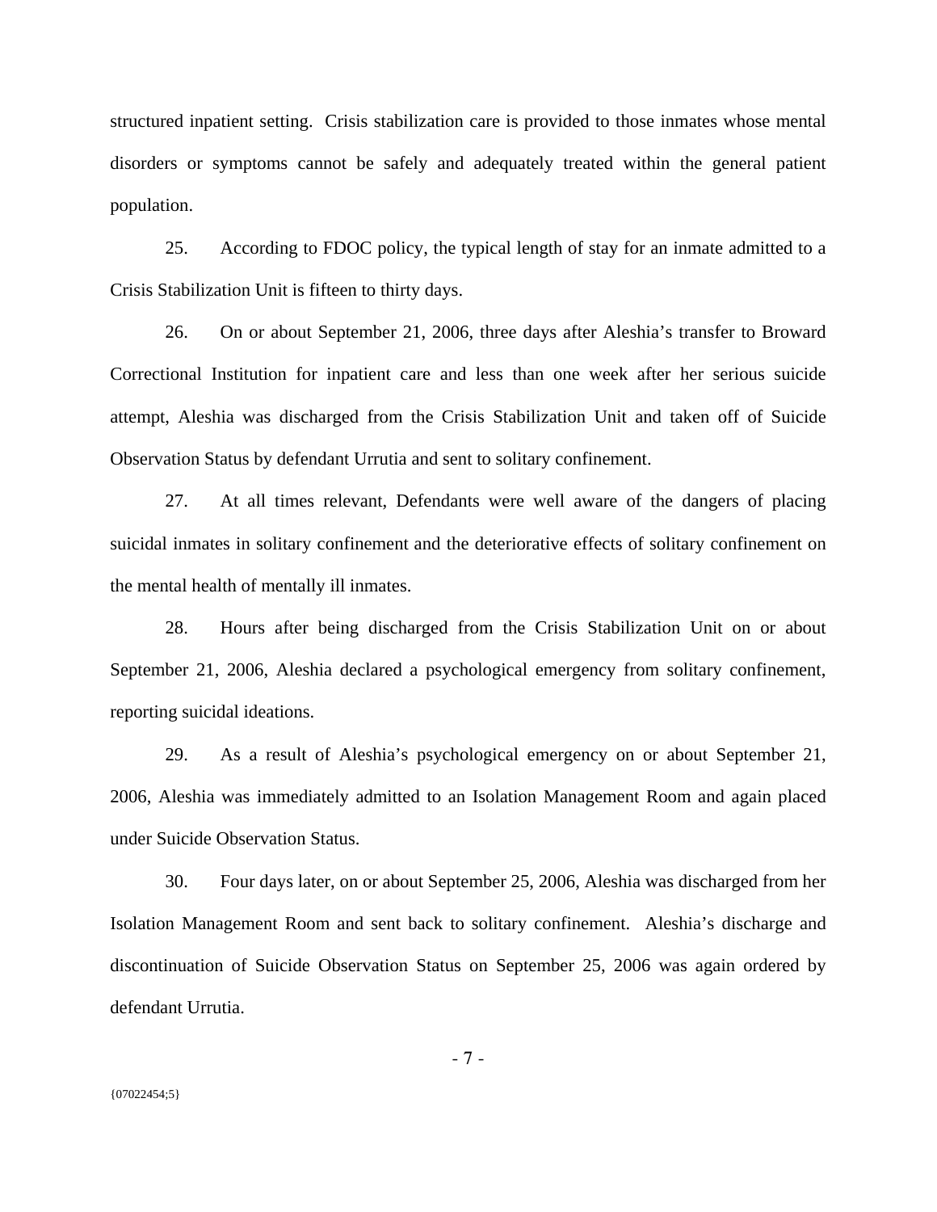structured inpatient setting. Crisis stabilization care is provided to those inmates whose mental disorders or symptoms cannot be safely and adequately treated within the general patient population.

25. According to FDOC policy, the typical length of stay for an inmate admitted to a Crisis Stabilization Unit is fifteen to thirty days.

26. On or about September 21, 2006, three days after Aleshia's transfer to Broward Correctional Institution for inpatient care and less than one week after her serious suicide attempt, Aleshia was discharged from the Crisis Stabilization Unit and taken off of Suicide Observation Status by defendant Urrutia and sent to solitary confinement.

27. At all times relevant, Defendants were well aware of the dangers of placing suicidal inmates in solitary confinement and the deteriorative effects of solitary confinement on the mental health of mentally ill inmates.

28. Hours after being discharged from the Crisis Stabilization Unit on or about September 21, 2006, Aleshia declared a psychological emergency from solitary confinement, reporting suicidal ideations.

29. As a result of Aleshia's psychological emergency on or about September 21, 2006, Aleshia was immediately admitted to an Isolation Management Room and again placed under Suicide Observation Status.

30. Four days later, on or about September 25, 2006, Aleshia was discharged from her Isolation Management Room and sent back to solitary confinement. Aleshia's discharge and discontinuation of Suicide Observation Status on September 25, 2006 was again ordered by defendant Urrutia.

{07022454;5}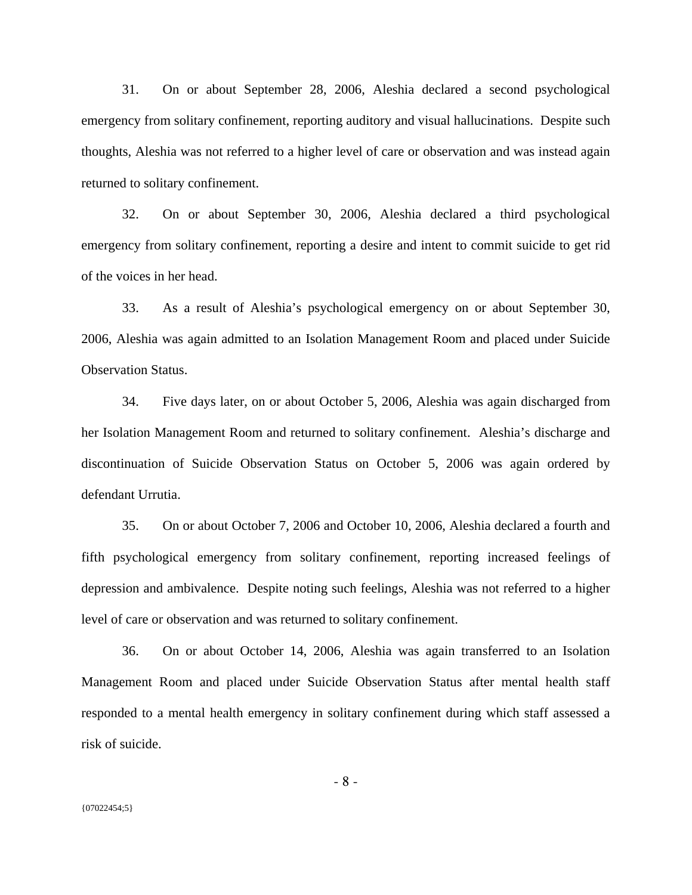31. On or about September 28, 2006, Aleshia declared a second psychological emergency from solitary confinement, reporting auditory and visual hallucinations. Despite such thoughts, Aleshia was not referred to a higher level of care or observation and was instead again returned to solitary confinement.

32. On or about September 30, 2006, Aleshia declared a third psychological emergency from solitary confinement, reporting a desire and intent to commit suicide to get rid of the voices in her head.

33. As a result of Aleshia's psychological emergency on or about September 30, 2006, Aleshia was again admitted to an Isolation Management Room and placed under Suicide Observation Status.

34. Five days later, on or about October 5, 2006, Aleshia was again discharged from her Isolation Management Room and returned to solitary confinement. Aleshia's discharge and discontinuation of Suicide Observation Status on October 5, 2006 was again ordered by defendant Urrutia.

35. On or about October 7, 2006 and October 10, 2006, Aleshia declared a fourth and fifth psychological emergency from solitary confinement, reporting increased feelings of depression and ambivalence. Despite noting such feelings, Aleshia was not referred to a higher level of care or observation and was returned to solitary confinement.

36. On or about October 14, 2006, Aleshia was again transferred to an Isolation Management Room and placed under Suicide Observation Status after mental health staff responded to a mental health emergency in solitary confinement during which staff assessed a risk of suicide.

{07022454;5}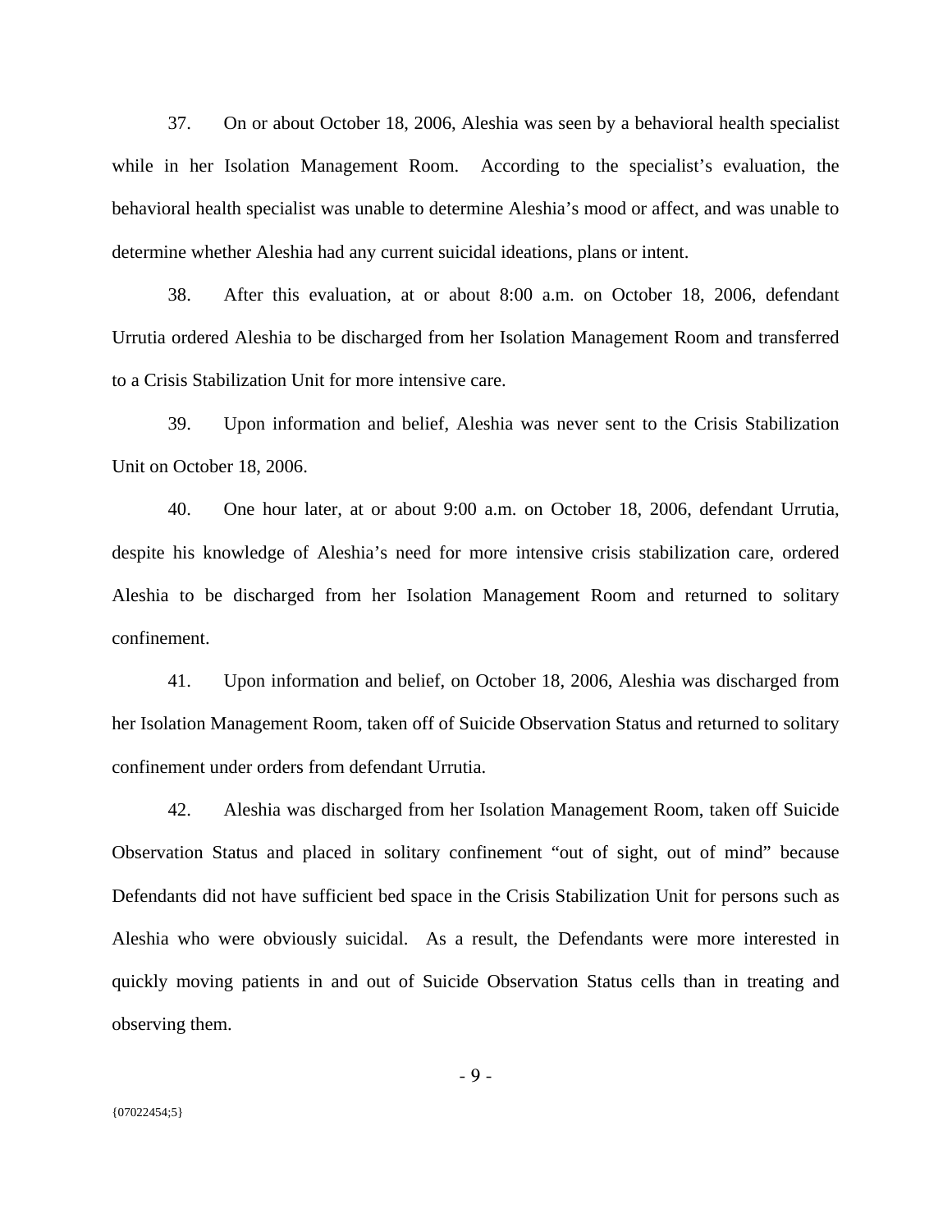37. On or about October 18, 2006, Aleshia was seen by a behavioral health specialist while in her Isolation Management Room. According to the specialist's evaluation, the behavioral health specialist was unable to determine Aleshia's mood or affect, and was unable to determine whether Aleshia had any current suicidal ideations, plans or intent.

38. After this evaluation, at or about 8:00 a.m. on October 18, 2006, defendant Urrutia ordered Aleshia to be discharged from her Isolation Management Room and transferred to a Crisis Stabilization Unit for more intensive care.

39. Upon information and belief, Aleshia was never sent to the Crisis Stabilization Unit on October 18, 2006.

40. One hour later, at or about 9:00 a.m. on October 18, 2006, defendant Urrutia, despite his knowledge of Aleshia's need for more intensive crisis stabilization care, ordered Aleshia to be discharged from her Isolation Management Room and returned to solitary confinement.

41. Upon information and belief, on October 18, 2006, Aleshia was discharged from her Isolation Management Room, taken off of Suicide Observation Status and returned to solitary confinement under orders from defendant Urrutia.

42. Aleshia was discharged from her Isolation Management Room, taken off Suicide Observation Status and placed in solitary confinement "out of sight, out of mind" because Defendants did not have sufficient bed space in the Crisis Stabilization Unit for persons such as Aleshia who were obviously suicidal. As a result, the Defendants were more interested in quickly moving patients in and out of Suicide Observation Status cells than in treating and observing them.

{07022454;5}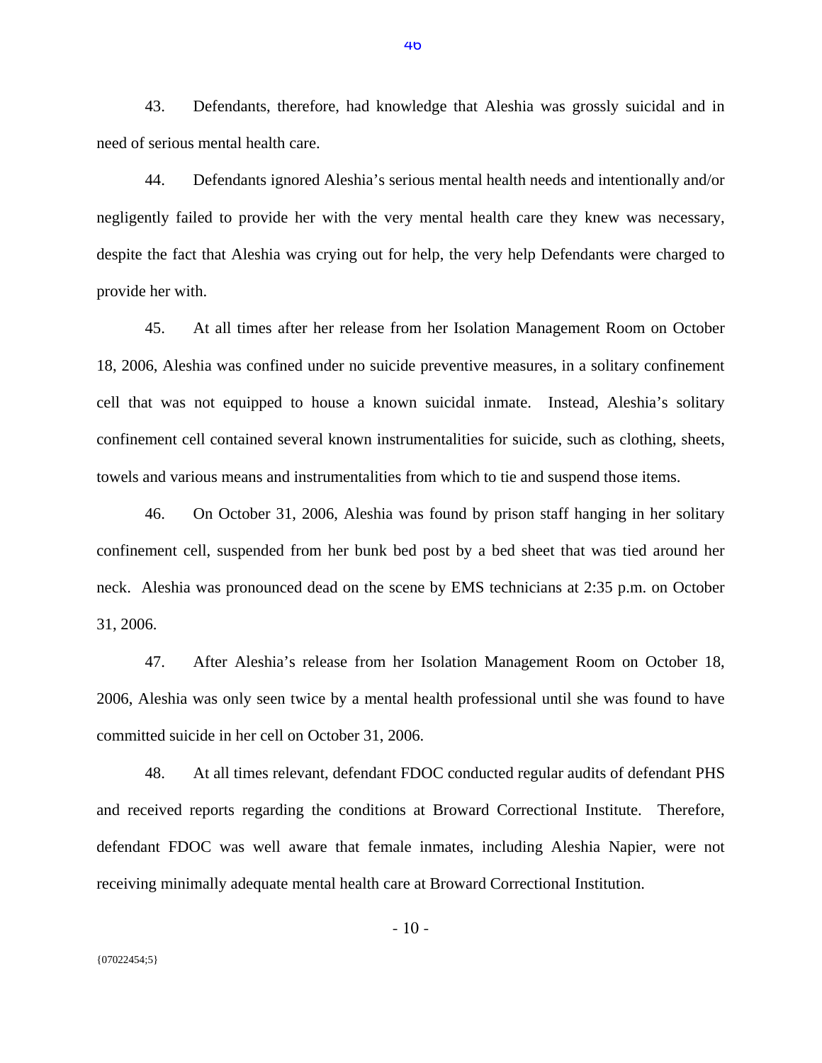43. Defendants, therefore, had knowledge that Aleshia was grossly suicidal and in need of serious mental health care.

44. Defendants ignored Aleshia's serious mental health needs and intentionally and/or negligently failed to provide her with the very mental health care they knew was necessary, despite the fact that Aleshia was crying out for help, the very help Defendants were charged to provide her with.

45. At all times after her release from her Isolation Management Room on October 18, 2006, Aleshia was confined under no suicide preventive measures, in a solitary confinement cell that was not equipped to house a known suicidal inmate. Instead, Aleshia's solitary confinement cell contained several known instrumentalities for suicide, such as clothing, sheets, towels and various means and instrumentalities from which to tie and suspend those items.

46. On October 31, 2006, Aleshia was found by prison staff hanging in her solitary confinement cell, suspended from her bunk bed post by a bed sheet that was tied around her neck. Aleshia was pronounced dead on the scene by EMS technicians at 2:35 p.m. on October 31, 2006.

47. After Aleshia's release from her Isolation Management Room on October 18, 2006, Aleshia was only seen twice by a mental health professional until she was found to have committed suicide in her cell on October 31, 2006.

48. At all times relevant, defendant FDOC conducted regular audits of defendant PHS and received reports regarding the conditions at Broward Correctional Institute. Therefore, defendant FDOC was well aware that female inmates, including Aleshia Napier, were not receiving minimally adequate mental health care at Broward Correctional Institution.

{07022454;5}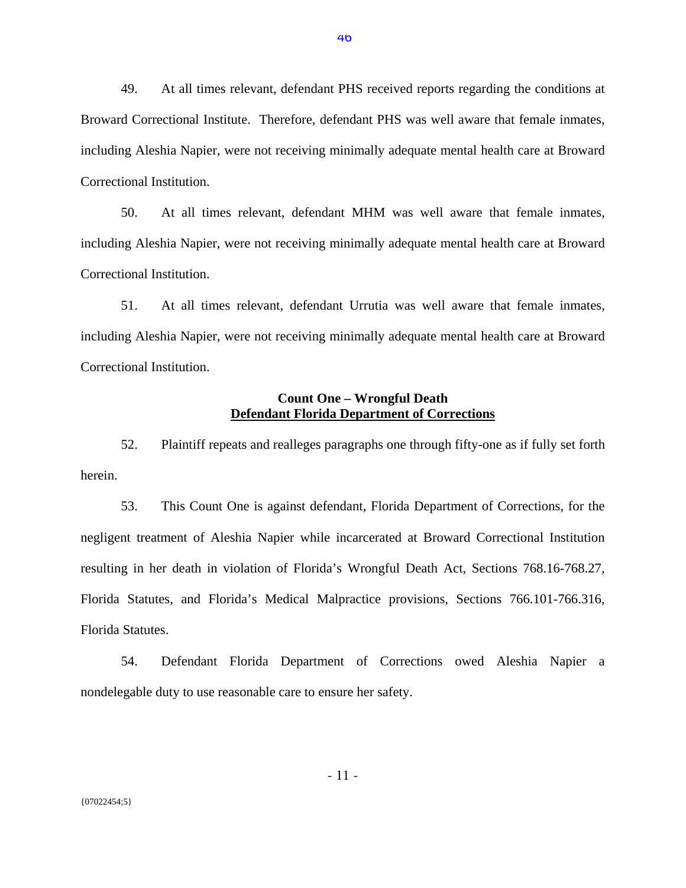49. At all times relevant, defendant PHS received reports regarding the conditions at Broward Correctional Institute. Therefore, defendant PHS was well aware that female inmates, including Aleshia Napier, were not receiving minimally adequate mental health care at Broward Correctional Institution.

50. At all times relevant, defendant MHM was well aware that female inmates, including Aleshia Napier, were not receiving minimally adequate mental health care at Broward Correctional Institution.

51. At all times relevant, defendant Urrutia was well aware that female inmates, including Aleshia Napier, were not receiving minimally adequate mental health care at Broward Correctional Institution.

**Count One – Wrongful Death**
**<u>Defendant Florida Department of Corrections</u>**

52. Plaintiff repeats and realleges paragraphs one through fifty-one as if fully set forth herein.

53. This Count One is against defendant, Florida Department of Corrections, for the negligent treatment of Aleshia Napier while incarcerated at Broward Correctional Institution resulting in her death in violation of Florida's Wrongful Death Act, Sections 768.16-768.27, Florida Statutes, and Florida's Medical Malpractice provisions, Sections 766.101-766.316, Florida Statutes.

54. Defendant Florida Department of Corrections owed Aleshia Napier a nondelegable duty to use reasonable care to ensure her safety.

{07022454;5}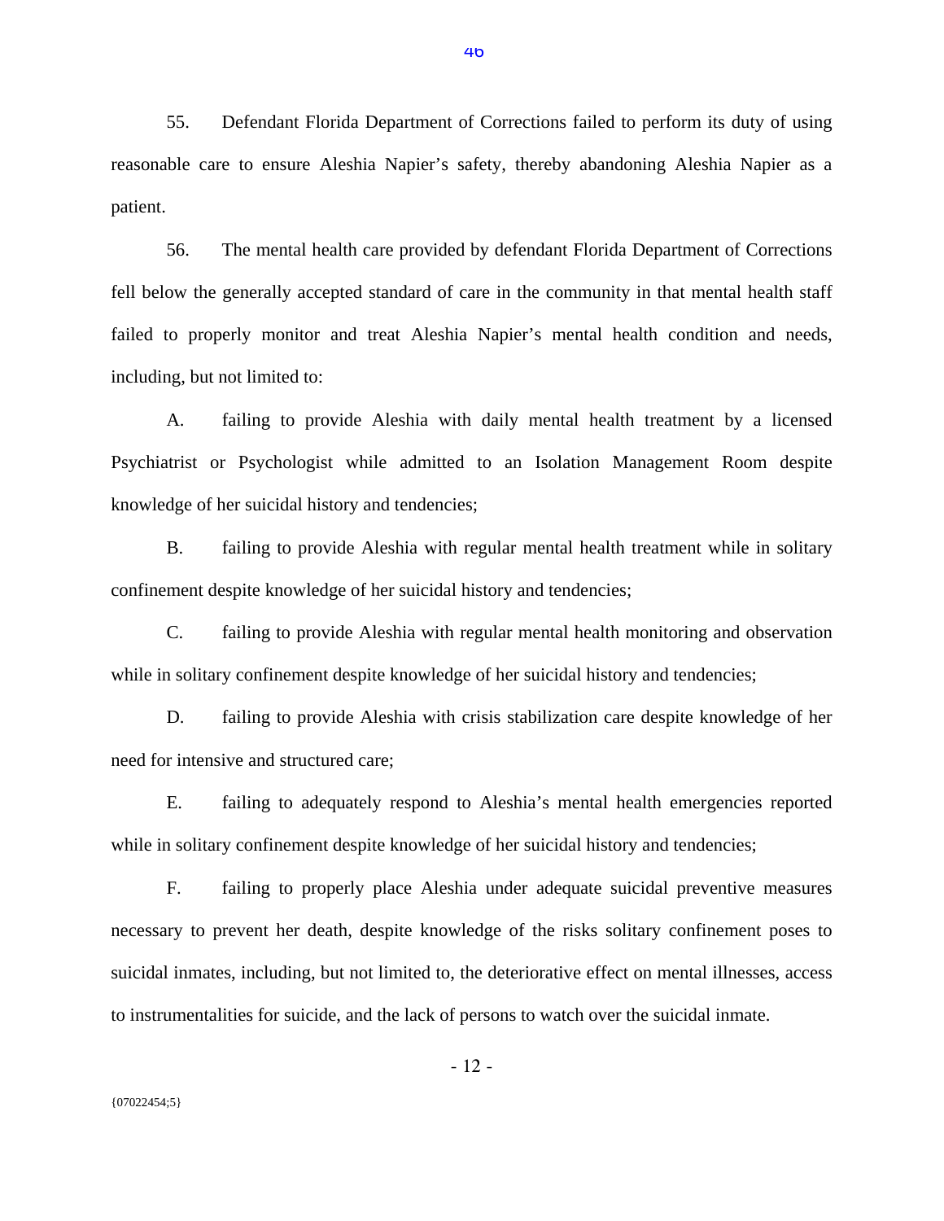55. Defendant Florida Department of Corrections failed to perform its duty of using reasonable care to ensure Aleshia Napier's safety, thereby abandoning Aleshia Napier as a patient.

56. The mental health care provided by defendant Florida Department of Corrections fell below the generally accepted standard of care in the community in that mental health staff failed to properly monitor and treat Aleshia Napier's mental health condition and needs, including, but not limited to:

A. failing to provide Aleshia with daily mental health treatment by a licensed Psychiatrist or Psychologist while admitted to an Isolation Management Room despite knowledge of her suicidal history and tendencies;

B. failing to provide Aleshia with regular mental health treatment while in solitary confinement despite knowledge of her suicidal history and tendencies;

C. failing to provide Aleshia with regular mental health monitoring and observation while in solitary confinement despite knowledge of her suicidal history and tendencies;

D. failing to provide Aleshia with crisis stabilization care despite knowledge of her need for intensive and structured care;

E. failing to adequately respond to Aleshia's mental health emergencies reported while in solitary confinement despite knowledge of her suicidal history and tendencies;

F. failing to properly place Aleshia under adequate suicidal preventive measures necessary to prevent her death, despite knowledge of the risks solitary confinement poses to suicidal inmates, including, but not limited to, the deteriorative effect on mental illnesses, access to instrumentalities for suicide, and the lack of persons to watch over the suicidal inmate.

{07022454;5}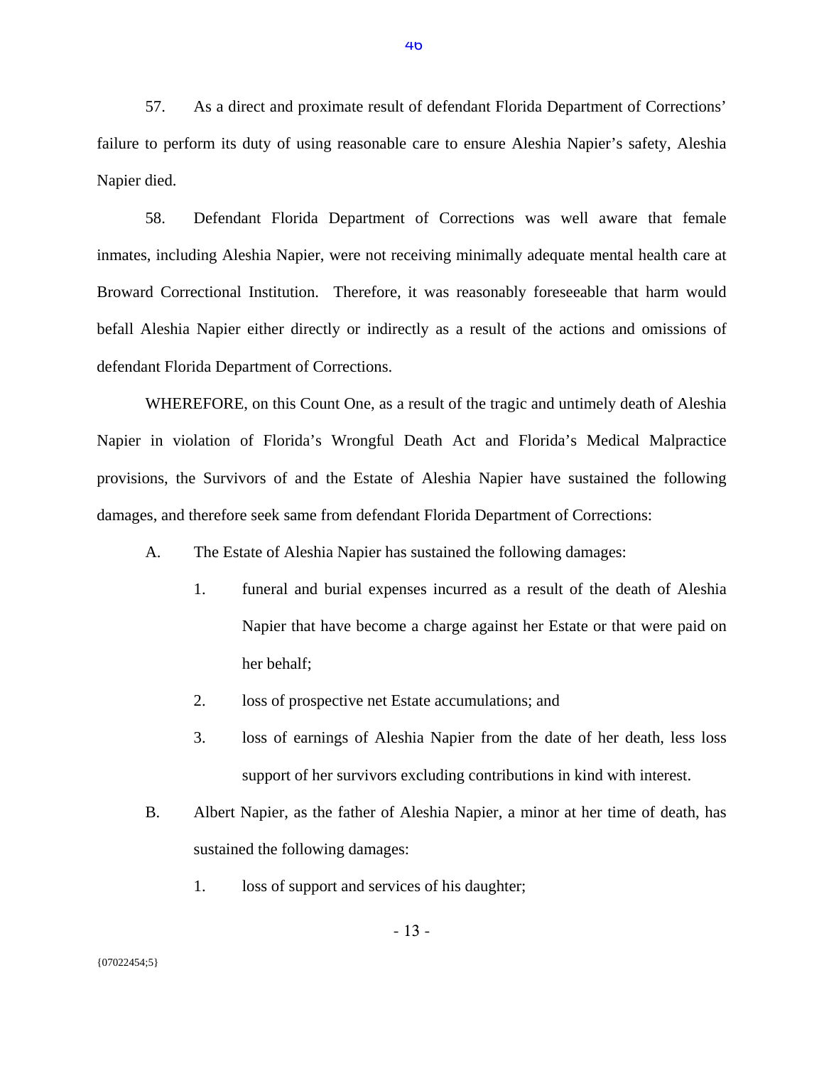57. As a direct and proximate result of defendant Florida Department of Corrections' failure to perform its duty of using reasonable care to ensure Aleshia Napier's safety, Aleshia Napier died.

58. Defendant Florida Department of Corrections was well aware that female inmates, including Aleshia Napier, were not receiving minimally adequate mental health care at Broward Correctional Institution. Therefore, it was reasonably foreseeable that harm would befall Aleshia Napier either directly or indirectly as a result of the actions and omissions of defendant Florida Department of Corrections.

WHEREFORE, on this Count One, as a result of the tragic and untimely death of Aleshia Napier in violation of Florida's Wrongful Death Act and Florida's Medical Malpractice provisions, the Survivors of and the Estate of Aleshia Napier have sustained the following damages, and therefore seek same from defendant Florida Department of Corrections:

A. The Estate of Aleshia Napier has sustained the following damages:

   1. funeral and burial expenses incurred as a result of the death of Aleshia Napier that have become a charge against her Estate or that were paid on her behalf;

   2. loss of prospective net Estate accumulations; and

   3. loss of earnings of Aleshia Napier from the date of her death, less loss support of her survivors excluding contributions in kind with interest.

B. Albert Napier, as the father of Aleshia Napier, a minor at her time of death, has sustained the following damages:

   1. loss of support and services of his daughter;

{07022454;5}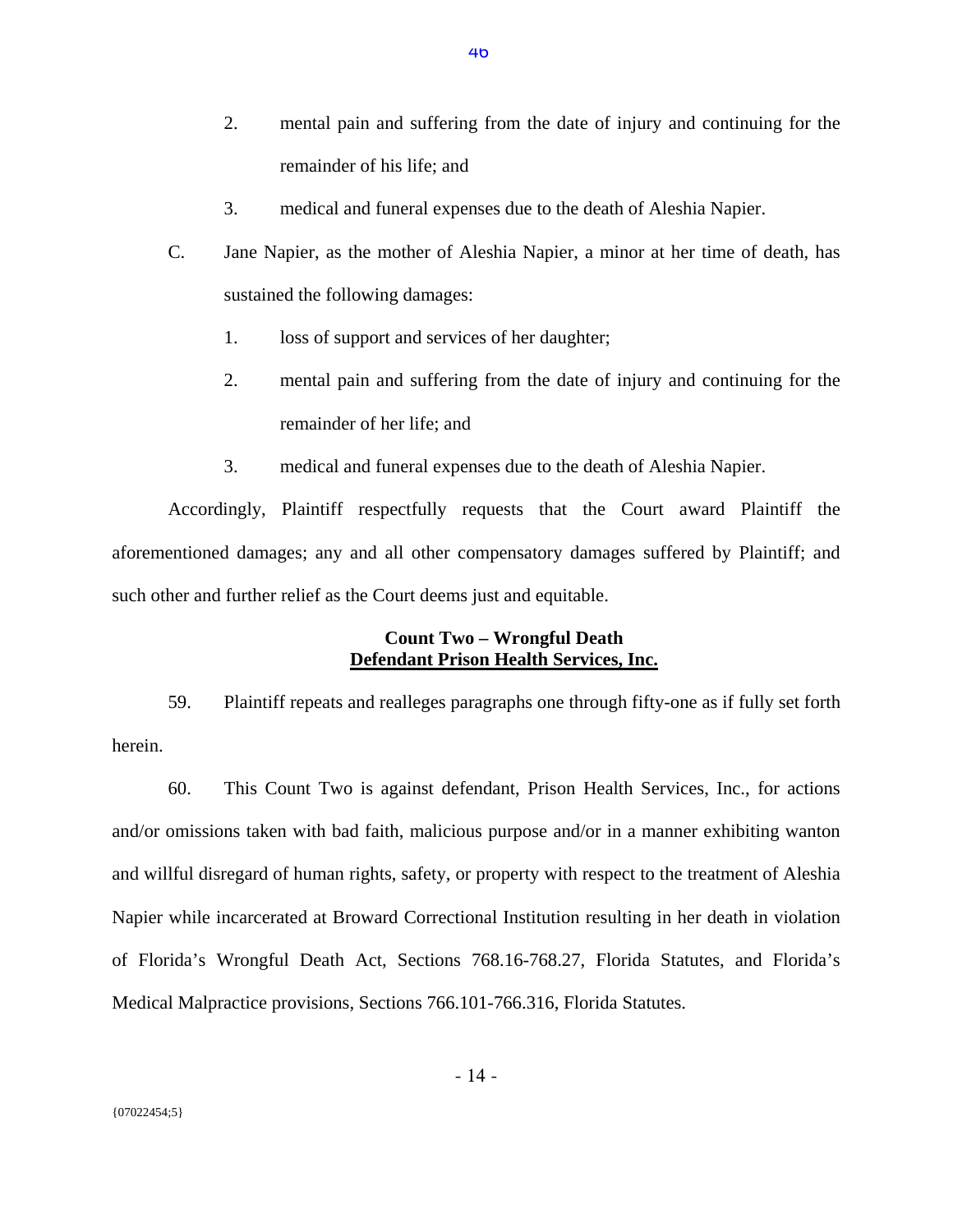2. mental pain and suffering from the date of injury and continuing for the remainder of his life; and

3. medical and funeral expenses due to the death of Aleshia Napier.

C. Jane Napier, as the mother of Aleshia Napier, a minor at her time of death, has sustained the following damages:

1. loss of support and services of her daughter;

2. mental pain and suffering from the date of injury and continuing for the remainder of her life; and

3. medical and funeral expenses due to the death of Aleshia Napier.

Accordingly, Plaintiff respectfully requests that the Court award Plaintiff the aforementioned damages; any and all other compensatory damages suffered by Plaintiff; and such other and further relief as the Court deems just and equitable.

**Count Two – Wrongful Death**
**Defendant Prison Health Services, Inc.**

59. Plaintiff repeats and realleges paragraphs one through fifty-one as if fully set forth herein.

60. This Count Two is against defendant, Prison Health Services, Inc., for actions and/or omissions taken with bad faith, malicious purpose and/or in a manner exhibiting wanton and willful disregard of human rights, safety, or property with respect to the treatment of Aleshia Napier while incarcerated at Broward Correctional Institution resulting in her death in violation of Florida's Wrongful Death Act, Sections 768.16-768.27, Florida Statutes, and Florida's Medical Malpractice provisions, Sections 766.101-766.316, Florida Statutes.

{07022454;5}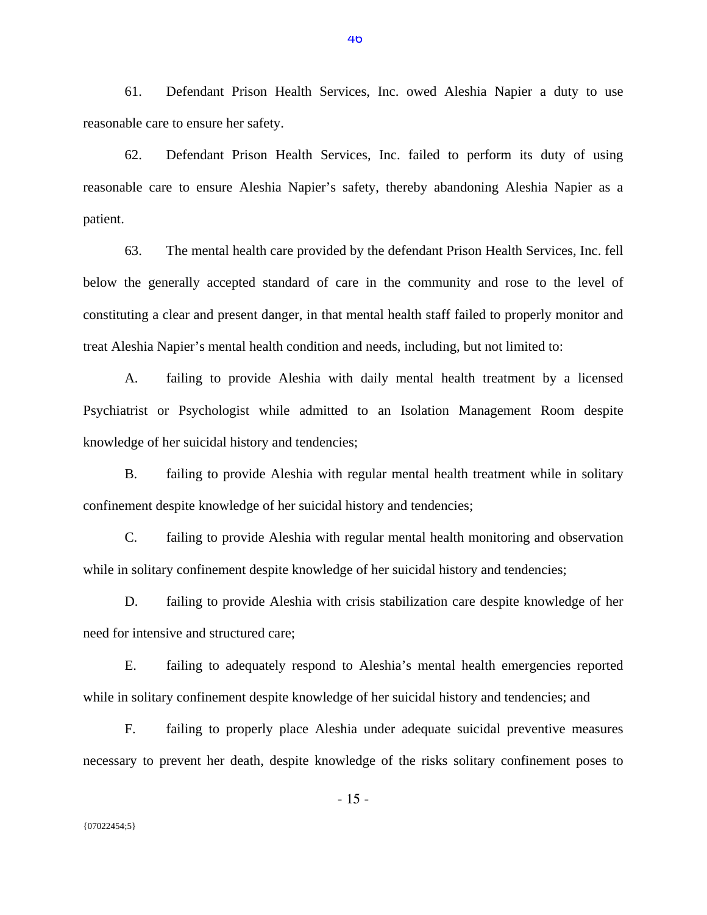61. Defendant Prison Health Services, Inc. owed Aleshia Napier a duty to use reasonable care to ensure her safety.

62. Defendant Prison Health Services, Inc. failed to perform its duty of using reasonable care to ensure Aleshia Napier's safety, thereby abandoning Aleshia Napier as a patient.

63. The mental health care provided by the defendant Prison Health Services, Inc. fell below the generally accepted standard of care in the community and rose to the level of constituting a clear and present danger, in that mental health staff failed to properly monitor and treat Aleshia Napier's mental health condition and needs, including, but not limited to:

A. failing to provide Aleshia with daily mental health treatment by a licensed Psychiatrist or Psychologist while admitted to an Isolation Management Room despite knowledge of her suicidal history and tendencies;

B. failing to provide Aleshia with regular mental health treatment while in solitary confinement despite knowledge of her suicidal history and tendencies;

C. failing to provide Aleshia with regular mental health monitoring and observation while in solitary confinement despite knowledge of her suicidal history and tendencies;

D. failing to provide Aleshia with crisis stabilization care despite knowledge of her need for intensive and structured care;

E. failing to adequately respond to Aleshia's mental health emergencies reported while in solitary confinement despite knowledge of her suicidal history and tendencies; and

F. failing to properly place Aleshia under adequate suicidal preventive measures necessary to prevent her death, despite knowledge of the risks solitary confinement poses to

{07022454;5}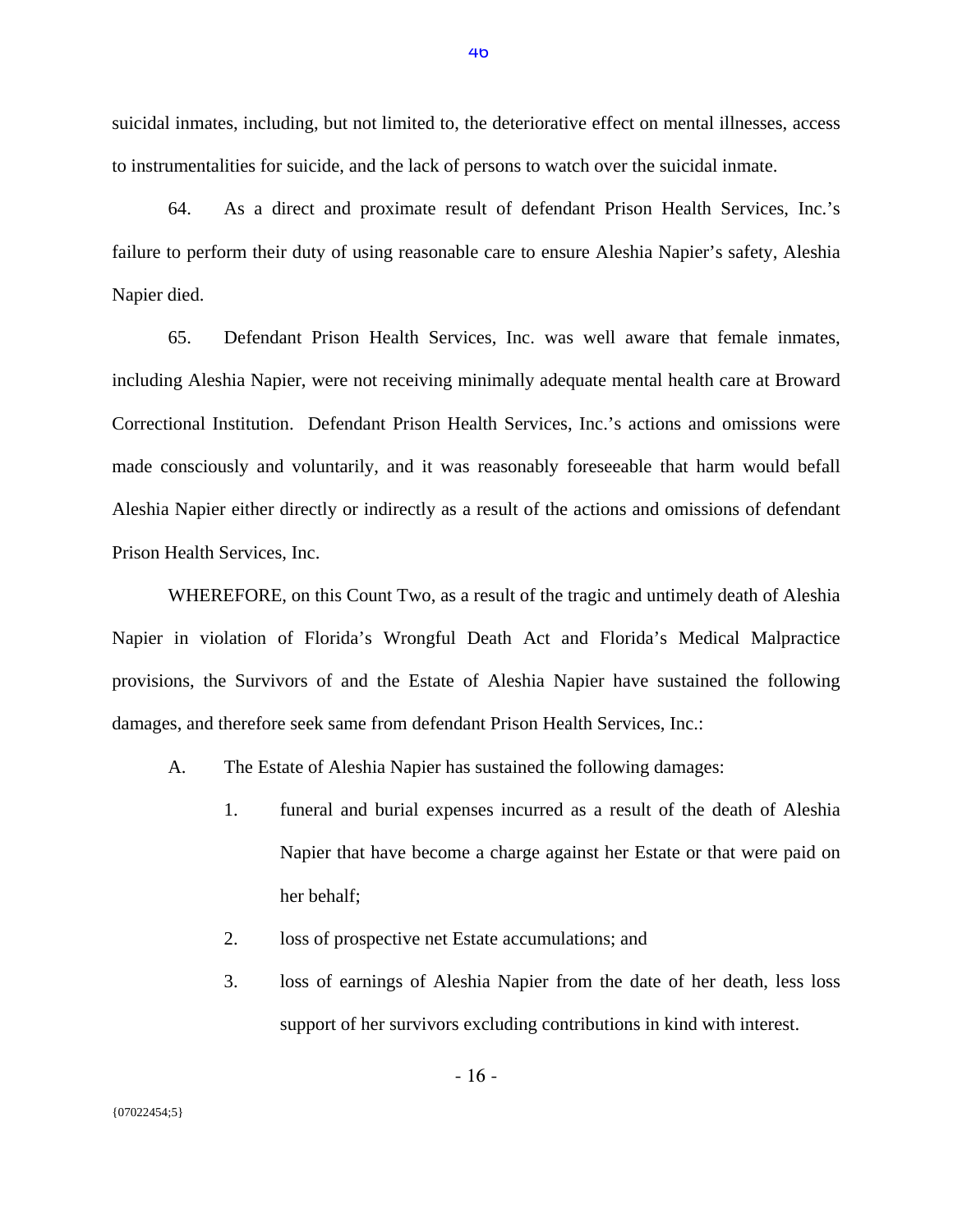suicidal inmates, including, but not limited to, the deteriorative effect on mental illnesses, access to instrumentalities for suicide, and the lack of persons to watch over the suicidal inmate.

64. As a direct and proximate result of defendant Prison Health Services, Inc.'s failure to perform their duty of using reasonable care to ensure Aleshia Napier's safety, Aleshia Napier died.

65. Defendant Prison Health Services, Inc. was well aware that female inmates, including Aleshia Napier, were not receiving minimally adequate mental health care at Broward Correctional Institution. Defendant Prison Health Services, Inc.'s actions and omissions were made consciously and voluntarily, and it was reasonably foreseeable that harm would befall Aleshia Napier either directly or indirectly as a result of the actions and omissions of defendant Prison Health Services, Inc.

WHEREFORE, on this Count Two, as a result of the tragic and untimely death of Aleshia Napier in violation of Florida's Wrongful Death Act and Florida's Medical Malpractice provisions, the Survivors of and the Estate of Aleshia Napier have sustained the following damages, and therefore seek same from defendant Prison Health Services, Inc.:

A. The Estate of Aleshia Napier has sustained the following damages:

1. funeral and burial expenses incurred as a result of the death of Aleshia Napier that have become a charge against her Estate or that were paid on her behalf;

2. loss of prospective net Estate accumulations; and

3. loss of earnings of Aleshia Napier from the date of her death, less loss support of her survivors excluding contributions in kind with interest.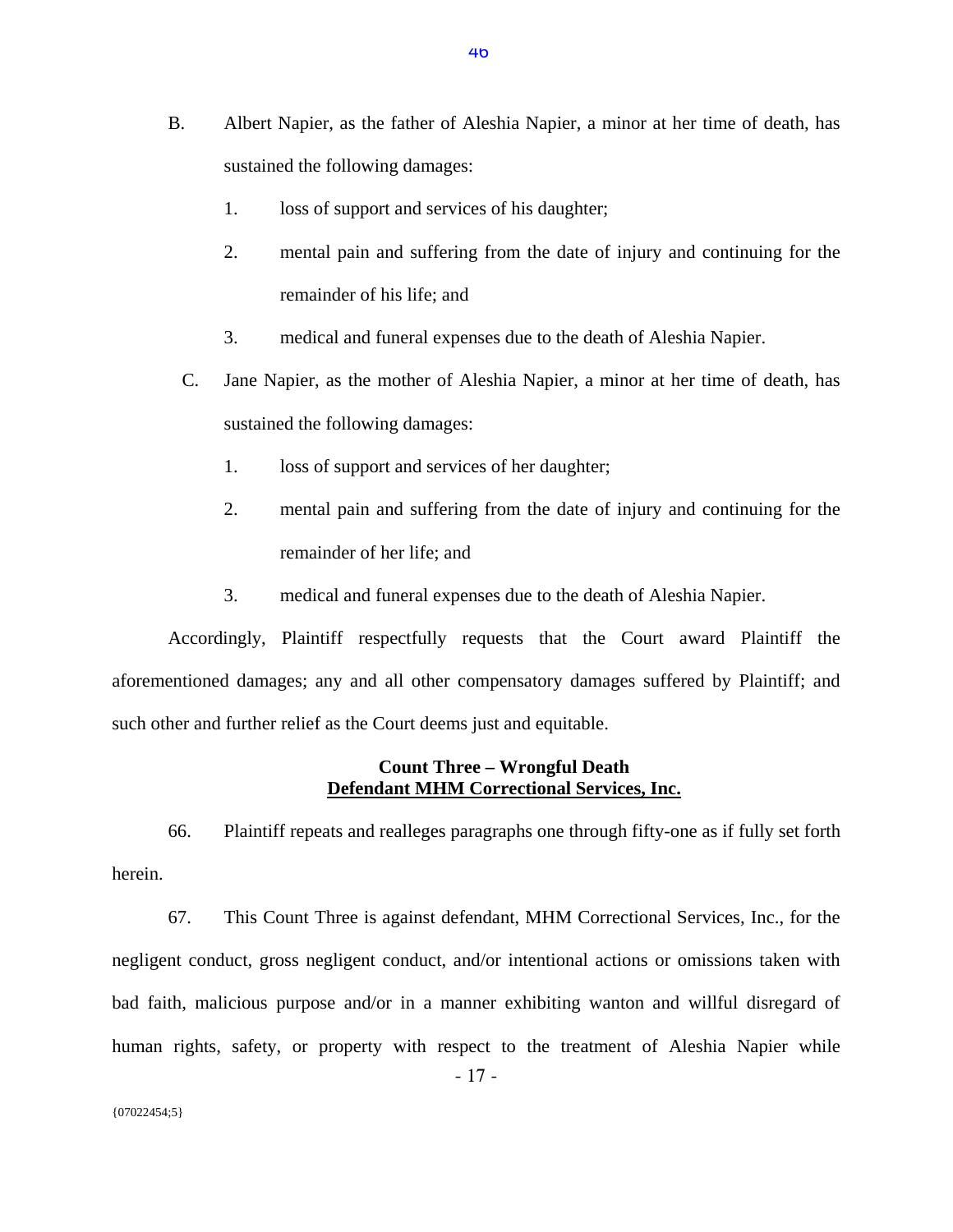B. Albert Napier, as the father of Aleshia Napier, a minor at her time of death, has sustained the following damages:

1. loss of support and services of his daughter;
2. mental pain and suffering from the date of injury and continuing for the remainder of his life; and
3. medical and funeral expenses due to the death of Aleshia Napier.

C. Jane Napier, as the mother of Aleshia Napier, a minor at her time of death, has sustained the following damages:

1. loss of support and services of her daughter;
2. mental pain and suffering from the date of injury and continuing for the remainder of her life; and
3. medical and funeral expenses due to the death of Aleshia Napier.

Accordingly, Plaintiff respectfully requests that the Court award Plaintiff the aforementioned damages; any and all other compensatory damages suffered by Plaintiff; and such other and further relief as the Court deems just and equitable.

**Count Three – Wrongful Death**
**<u>Defendant MHM Correctional Services, Inc.</u>**

66. Plaintiff repeats and realleges paragraphs one through fifty-one as if fully set forth herein.

67. This Count Three is against defendant, MHM Correctional Services, Inc., for the negligent conduct, gross negligent conduct, and/or intentional actions or omissions taken with bad faith, malicious purpose and/or in a manner exhibiting wanton and willful disregard of human rights, safety, or property with respect to the treatment of Aleshia Napier while

{07022454;5}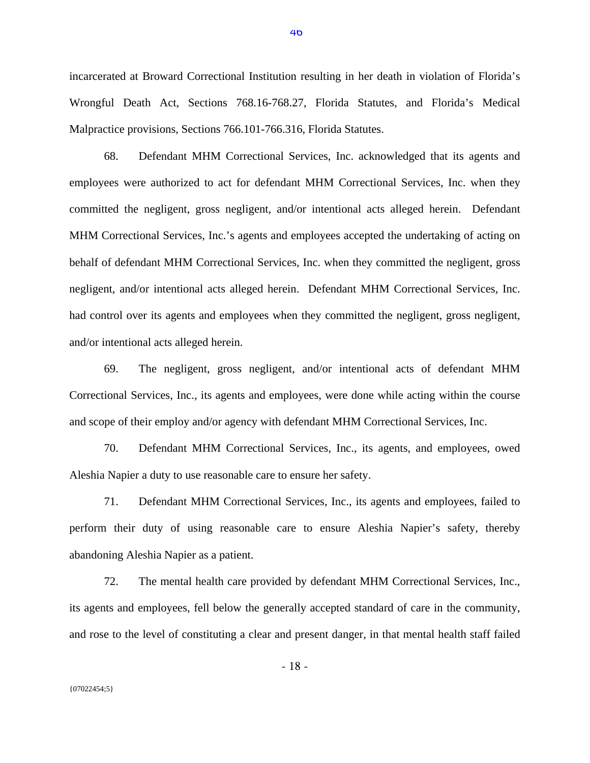incarcerated at Broward Correctional Institution resulting in her death in violation of Florida's Wrongful Death Act, Sections 768.16-768.27, Florida Statutes, and Florida's Medical Malpractice provisions, Sections 766.101-766.316, Florida Statutes.

68. Defendant MHM Correctional Services, Inc. acknowledged that its agents and employees were authorized to act for defendant MHM Correctional Services, Inc. when they committed the negligent, gross negligent, and/or intentional acts alleged herein. Defendant MHM Correctional Services, Inc.'s agents and employees accepted the undertaking of acting on behalf of defendant MHM Correctional Services, Inc. when they committed the negligent, gross negligent, and/or intentional acts alleged herein. Defendant MHM Correctional Services, Inc. had control over its agents and employees when they committed the negligent, gross negligent, and/or intentional acts alleged herein.

69. The negligent, gross negligent, and/or intentional acts of defendant MHM Correctional Services, Inc., its agents and employees, were done while acting within the course and scope of their employ and/or agency with defendant MHM Correctional Services, Inc.

70. Defendant MHM Correctional Services, Inc., its agents, and employees, owed Aleshia Napier a duty to use reasonable care to ensure her safety.

71. Defendant MHM Correctional Services, Inc., its agents and employees, failed to perform their duty of using reasonable care to ensure Aleshia Napier's safety, thereby abandoning Aleshia Napier as a patient.

72. The mental health care provided by defendant MHM Correctional Services, Inc., its agents and employees, fell below the generally accepted standard of care in the community, and rose to the level of constituting a clear and present danger, in that mental health staff failed

{07022454;5}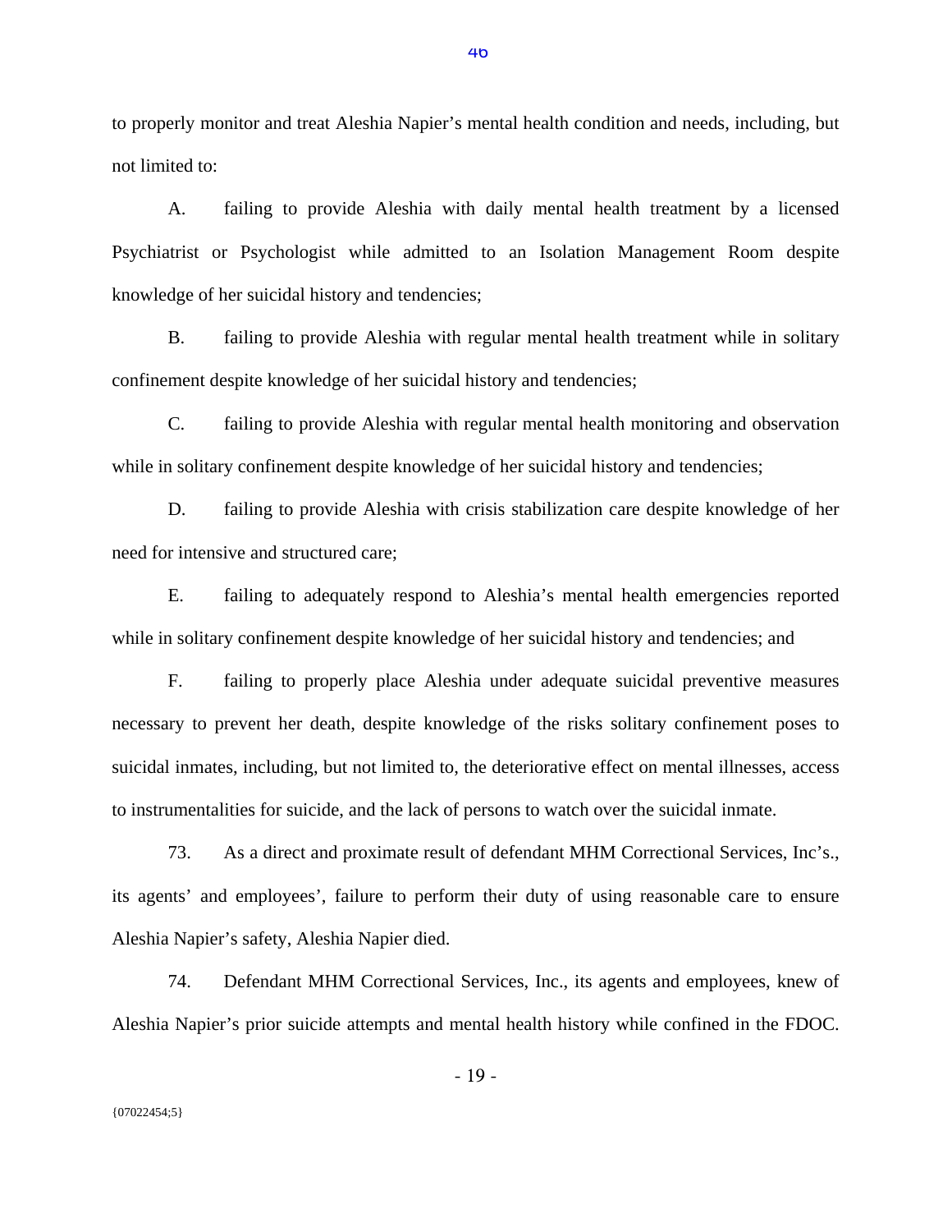to properly monitor and treat Aleshia Napier's mental health condition and needs, including, but not limited to:

A. failing to provide Aleshia with daily mental health treatment by a licensed Psychiatrist or Psychologist while admitted to an Isolation Management Room despite knowledge of her suicidal history and tendencies;

B. failing to provide Aleshia with regular mental health treatment while in solitary confinement despite knowledge of her suicidal history and tendencies;

C. failing to provide Aleshia with regular mental health monitoring and observation while in solitary confinement despite knowledge of her suicidal history and tendencies;

D. failing to provide Aleshia with crisis stabilization care despite knowledge of her need for intensive and structured care;

E. failing to adequately respond to Aleshia's mental health emergencies reported while in solitary confinement despite knowledge of her suicidal history and tendencies; and

F. failing to properly place Aleshia under adequate suicidal preventive measures necessary to prevent her death, despite knowledge of the risks solitary confinement poses to suicidal inmates, including, but not limited to, the deteriorative effect on mental illnesses, access to instrumentalities for suicide, and the lack of persons to watch over the suicidal inmate.

73. As a direct and proximate result of defendant MHM Correctional Services, Inc's., its agents' and employees', failure to perform their duty of using reasonable care to ensure Aleshia Napier's safety, Aleshia Napier died.

74. Defendant MHM Correctional Services, Inc., its agents and employees, knew of Aleshia Napier's prior suicide attempts and mental health history while confined in the FDOC.

{07022454;5}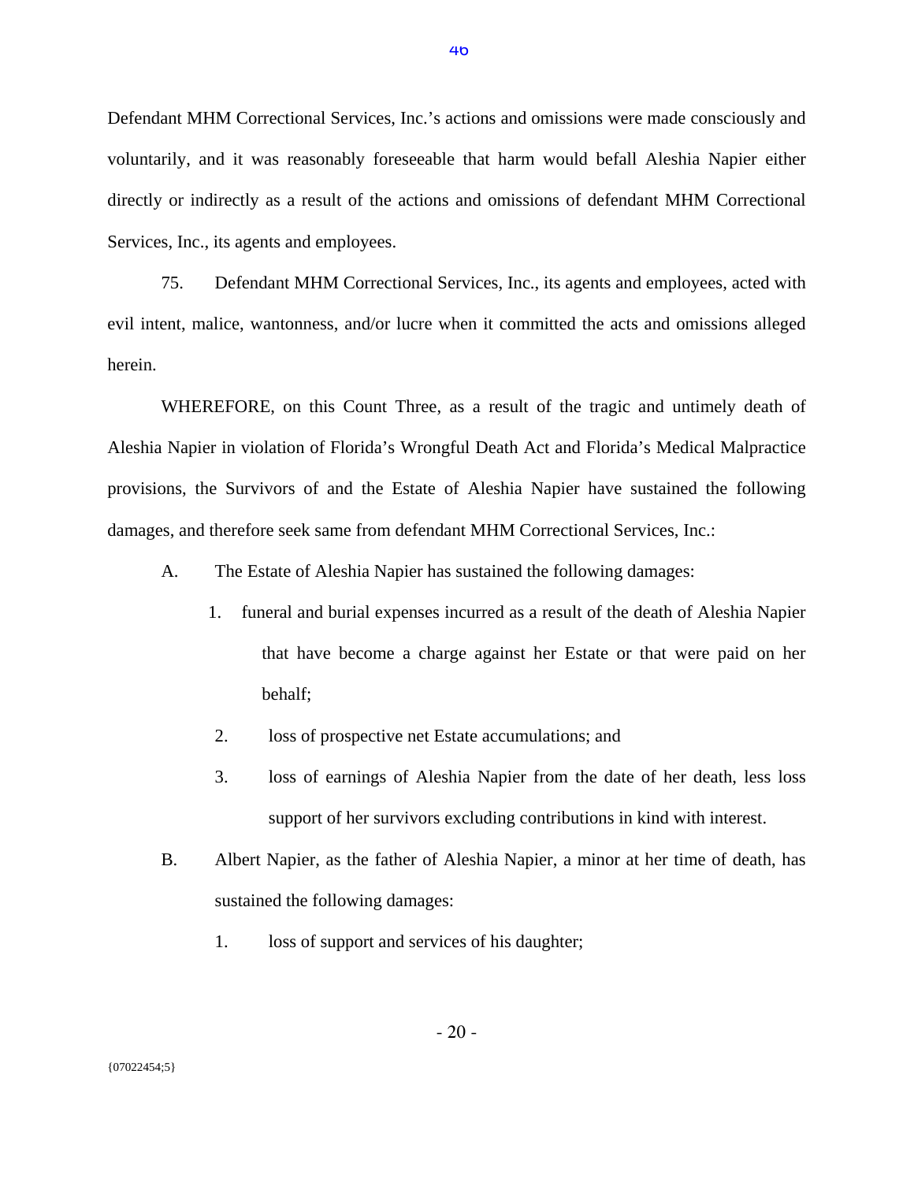Defendant MHM Correctional Services, Inc.'s actions and omissions were made consciously and voluntarily, and it was reasonably foreseeable that harm would befall Aleshia Napier either directly or indirectly as a result of the actions and omissions of defendant MHM Correctional Services, Inc., its agents and employees.

75. Defendant MHM Correctional Services, Inc., its agents and employees, acted with evil intent, malice, wantonness, and/or lucre when it committed the acts and omissions alleged herein.

WHEREFORE, on this Count Three, as a result of the tragic and untimely death of Aleshia Napier in violation of Florida's Wrongful Death Act and Florida's Medical Malpractice provisions, the Survivors of and the Estate of Aleshia Napier have sustained the following damages, and therefore seek same from defendant MHM Correctional Services, Inc.:

A. The Estate of Aleshia Napier has sustained the following damages:

   1. funeral and burial expenses incurred as a result of the death of Aleshia Napier that have become a charge against her Estate or that were paid on her behalf;

   2. loss of prospective net Estate accumulations; and

   3. loss of earnings of Aleshia Napier from the date of her death, less loss support of her survivors excluding contributions in kind with interest.

B. Albert Napier, as the father of Aleshia Napier, a minor at her time of death, has sustained the following damages:

   1. loss of support and services of his daughter;

{07022454;5}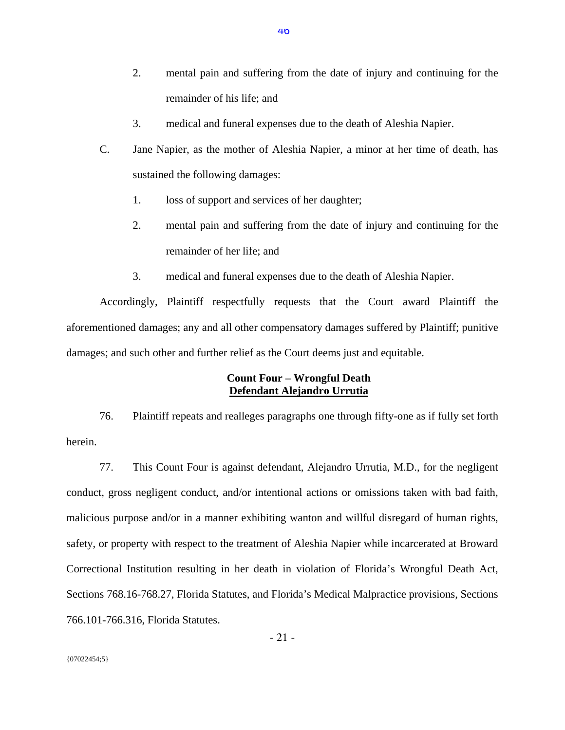2. mental pain and suffering from the date of injury and continuing for the remainder of his life; and

3. medical and funeral expenses due to the death of Aleshia Napier.

C. Jane Napier, as the mother of Aleshia Napier, a minor at her time of death, has sustained the following damages:

1. loss of support and services of her daughter;

2. mental pain and suffering from the date of injury and continuing for the remainder of her life; and

3. medical and funeral expenses due to the death of Aleshia Napier.

Accordingly, Plaintiff respectfully requests that the Court award Plaintiff the aforementioned damages; any and all other compensatory damages suffered by Plaintiff; punitive damages; and such other and further relief as the Court deems just and equitable.

**Count Four – Wrongful Death**
**Defendant Alejandro Urrutia**

76. Plaintiff repeats and realleges paragraphs one through fifty-one as if fully set forth herein.

77. This Count Four is against defendant, Alejandro Urrutia, M.D., for the negligent conduct, gross negligent conduct, and/or intentional actions or omissions taken with bad faith, malicious purpose and/or in a manner exhibiting wanton and willful disregard of human rights, safety, or property with respect to the treatment of Aleshia Napier while incarcerated at Broward Correctional Institution resulting in her death in violation of Florida's Wrongful Death Act, Sections 768.16-768.27, Florida Statutes, and Florida's Medical Malpractice provisions, Sections 766.101-766.316, Florida Statutes.

{07022454;5}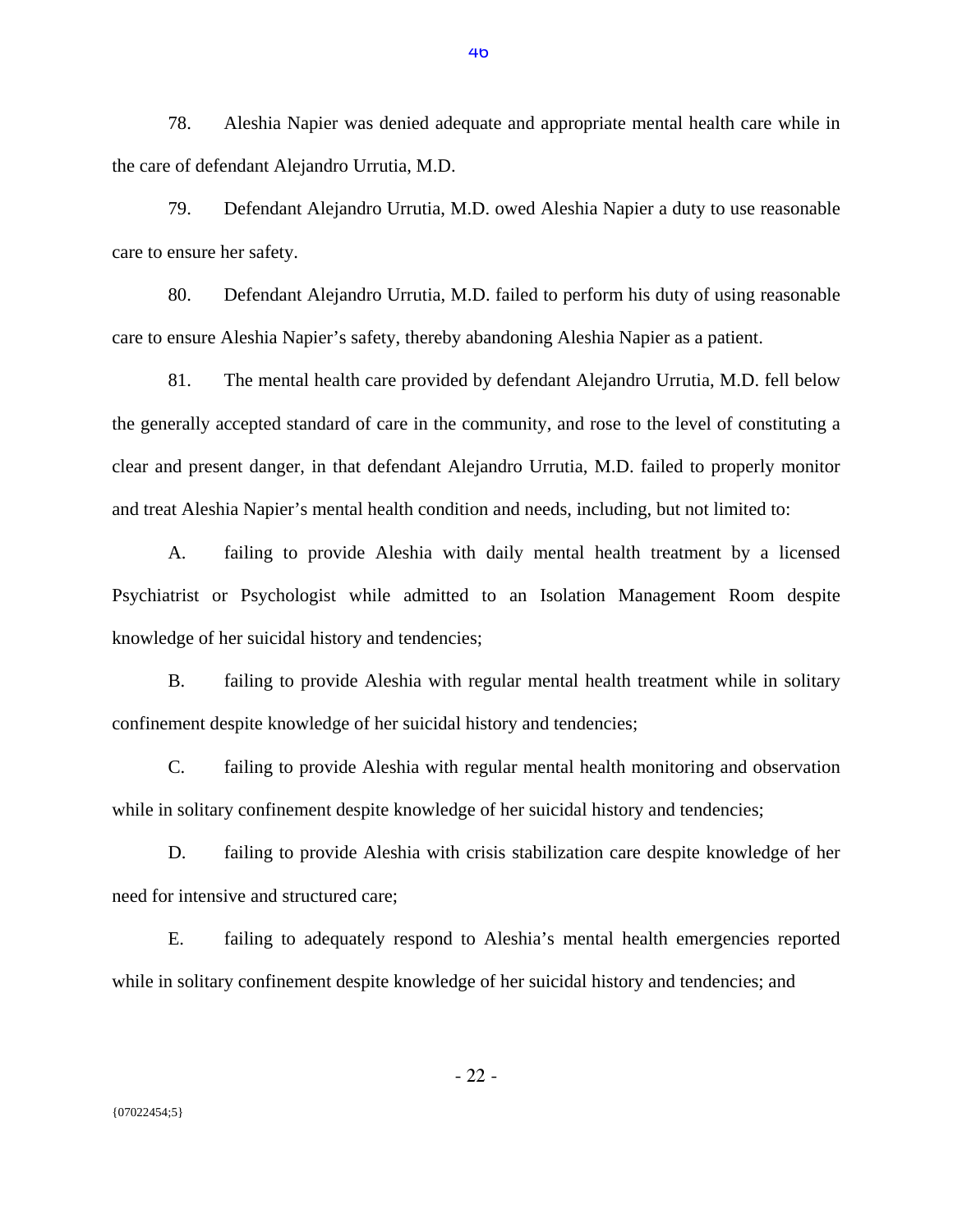78. Aleshia Napier was denied adequate and appropriate mental health care while in the care of defendant Alejandro Urrutia, M.D.

79. Defendant Alejandro Urrutia, M.D. owed Aleshia Napier a duty to use reasonable care to ensure her safety.

80. Defendant Alejandro Urrutia, M.D. failed to perform his duty of using reasonable care to ensure Aleshia Napier's safety, thereby abandoning Aleshia Napier as a patient.

81. The mental health care provided by defendant Alejandro Urrutia, M.D. fell below the generally accepted standard of care in the community, and rose to the level of constituting a clear and present danger, in that defendant Alejandro Urrutia, M.D. failed to properly monitor and treat Aleshia Napier's mental health condition and needs, including, but not limited to:

A. failing to provide Aleshia with daily mental health treatment by a licensed Psychiatrist or Psychologist while admitted to an Isolation Management Room despite knowledge of her suicidal history and tendencies;

B. failing to provide Aleshia with regular mental health treatment while in solitary confinement despite knowledge of her suicidal history and tendencies;

C. failing to provide Aleshia with regular mental health monitoring and observation while in solitary confinement despite knowledge of her suicidal history and tendencies;

D. failing to provide Aleshia with crisis stabilization care despite knowledge of her need for intensive and structured care;

E. failing to adequately respond to Aleshia's mental health emergencies reported while in solitary confinement despite knowledge of her suicidal history and tendencies; and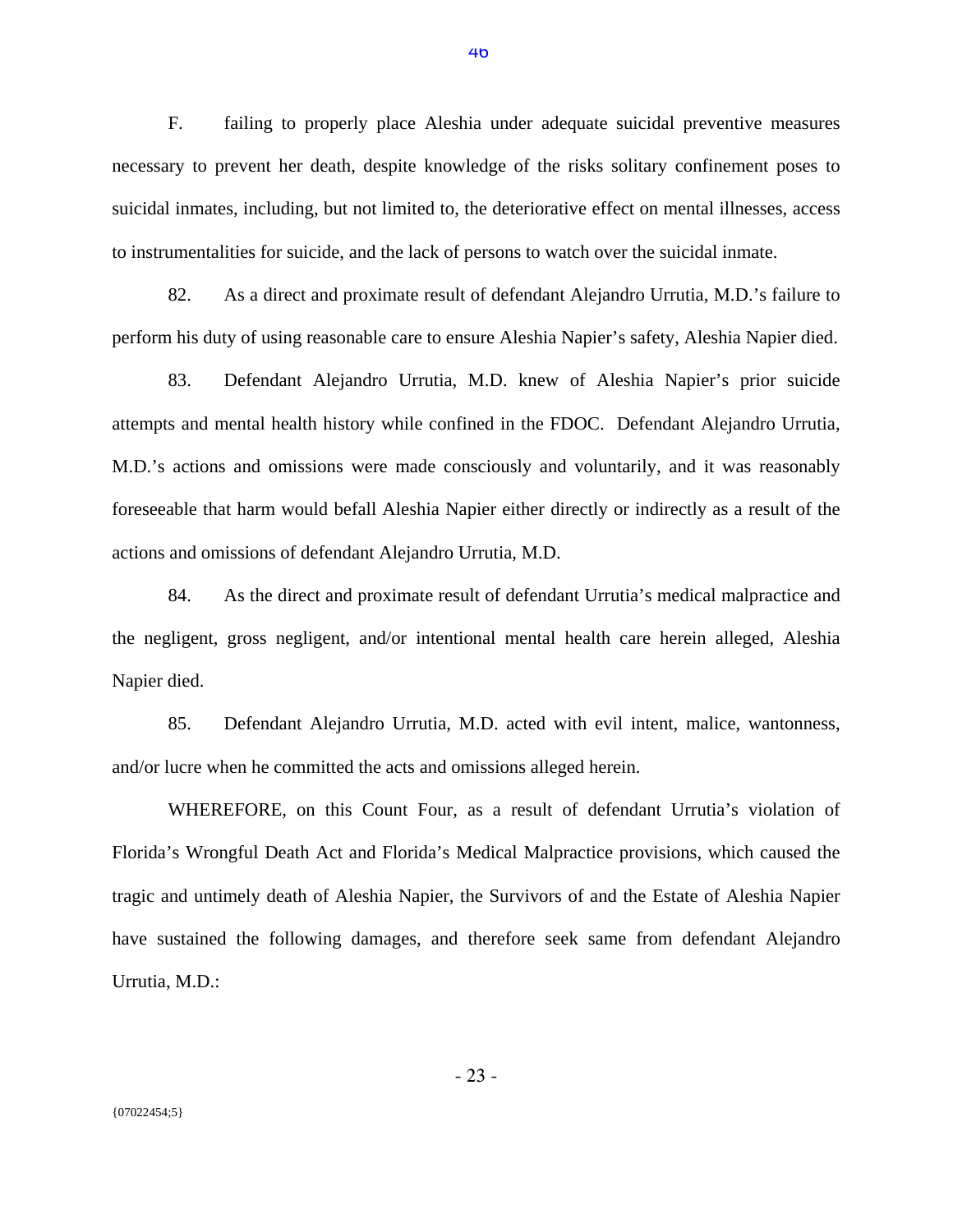F. failing to properly place Aleshia under adequate suicidal preventive measures necessary to prevent her death, despite knowledge of the risks solitary confinement poses to suicidal inmates, including, but not limited to, the deteriorative effect on mental illnesses, access to instrumentalities for suicide, and the lack of persons to watch over the suicidal inmate.

82. As a direct and proximate result of defendant Alejandro Urrutia, M.D.'s failure to perform his duty of using reasonable care to ensure Aleshia Napier's safety, Aleshia Napier died.

83. Defendant Alejandro Urrutia, M.D. knew of Aleshia Napier's prior suicide attempts and mental health history while confined in the FDOC. Defendant Alejandro Urrutia, M.D.'s actions and omissions were made consciously and voluntarily, and it was reasonably foreseeable that harm would befall Aleshia Napier either directly or indirectly as a result of the actions and omissions of defendant Alejandro Urrutia, M.D.

84. As the direct and proximate result of defendant Urrutia's medical malpractice and the negligent, gross negligent, and/or intentional mental health care herein alleged, Aleshia Napier died.

85. Defendant Alejandro Urrutia, M.D. acted with evil intent, malice, wantonness, and/or lucre when he committed the acts and omissions alleged herein.

WHEREFORE, on this Count Four, as a result of defendant Urrutia's violation of Florida's Wrongful Death Act and Florida's Medical Malpractice provisions, which caused the tragic and untimely death of Aleshia Napier, the Survivors of and the Estate of Aleshia Napier have sustained the following damages, and therefore seek same from defendant Alejandro Urrutia, M.D.:

{07022454;5}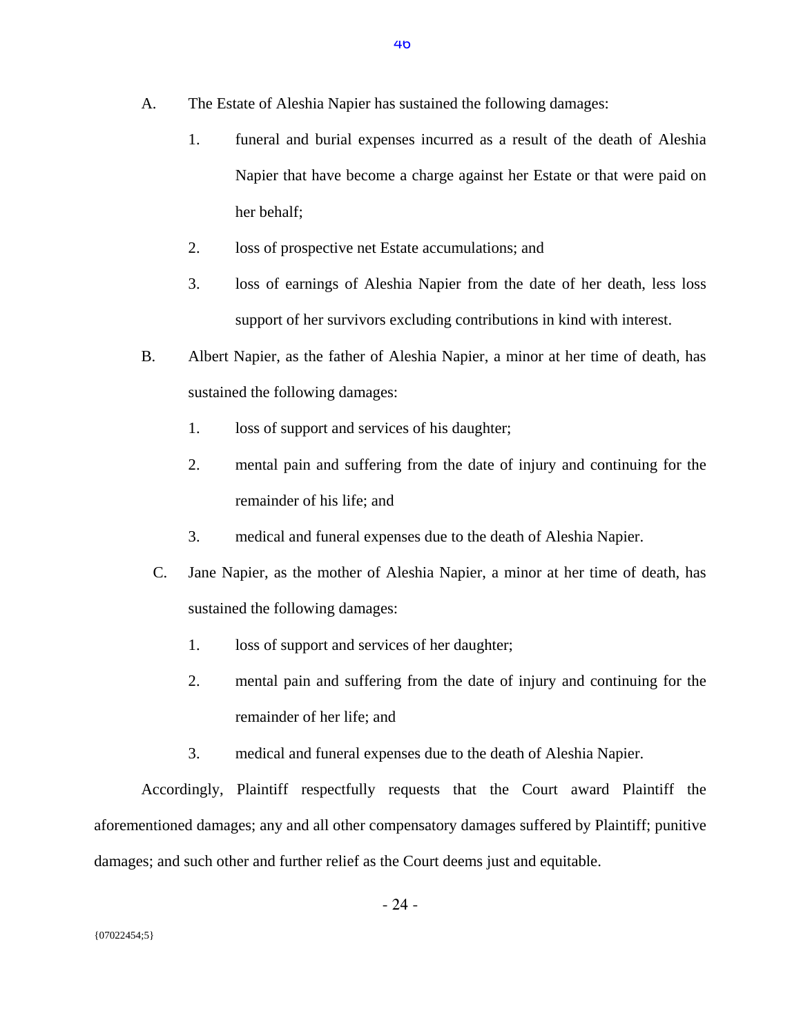A. The Estate of Aleshia Napier has sustained the following damages:

1. funeral and burial expenses incurred as a result of the death of Aleshia Napier that have become a charge against her Estate or that were paid on her behalf;

2. loss of prospective net Estate accumulations; and

3. loss of earnings of Aleshia Napier from the date of her death, less loss support of her survivors excluding contributions in kind with interest.

B. Albert Napier, as the father of Aleshia Napier, a minor at her time of death, has sustained the following damages:

1. loss of support and services of his daughter;

2. mental pain and suffering from the date of injury and continuing for the remainder of his life; and

3. medical and funeral expenses due to the death of Aleshia Napier.

C. Jane Napier, as the mother of Aleshia Napier, a minor at her time of death, has sustained the following damages:

1. loss of support and services of her daughter;

2. mental pain and suffering from the date of injury and continuing for the remainder of her life; and

3. medical and funeral expenses due to the death of Aleshia Napier.

Accordingly, Plaintiff respectfully requests that the Court award Plaintiff the aforementioned damages; any and all other compensatory damages suffered by Plaintiff; punitive damages; and such other and further relief as the Court deems just and equitable.

{07022454;5}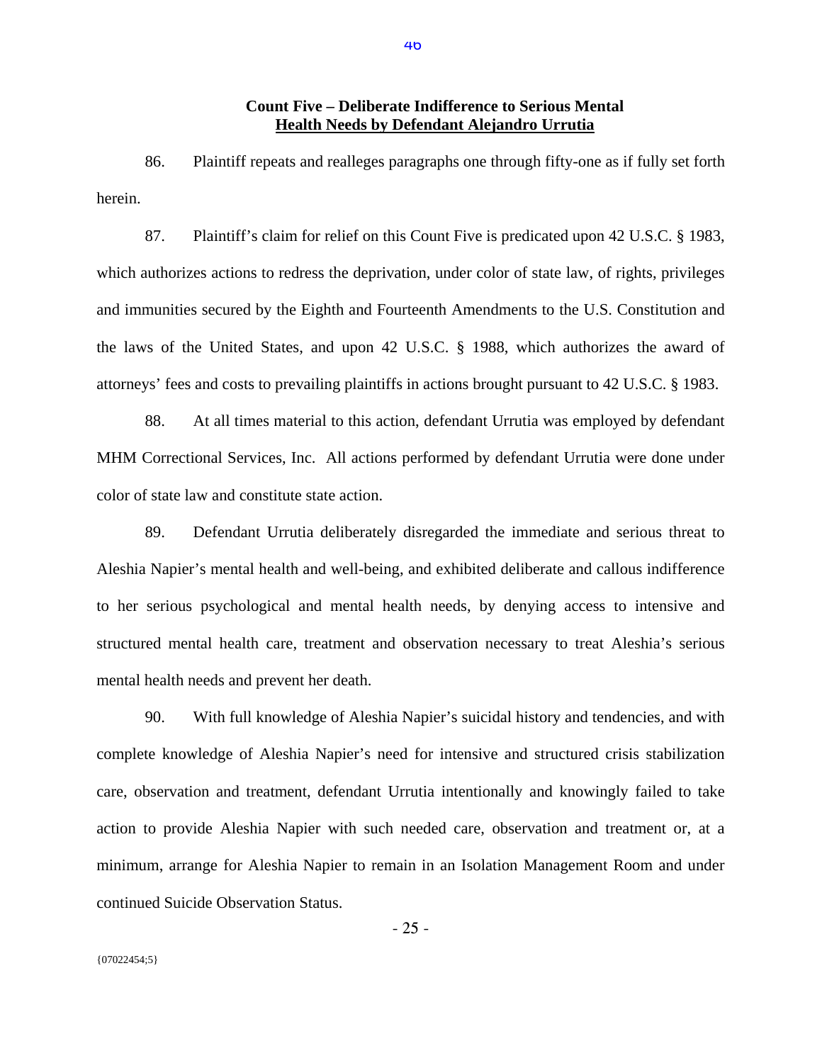**Count Five – Deliberate Indifference to Serious Mental**
**<u>Health Needs by Defendant Alejandro Urrutia</u>**

86. Plaintiff repeats and realleges paragraphs one through fifty-one as if fully set forth herein.

87. Plaintiff's claim for relief on this Count Five is predicated upon 42 U.S.C. § 1983, which authorizes actions to redress the deprivation, under color of state law, of rights, privileges and immunities secured by the Eighth and Fourteenth Amendments to the U.S. Constitution and the laws of the United States, and upon 42 U.S.C. § 1988, which authorizes the award of attorneys' fees and costs to prevailing plaintiffs in actions brought pursuant to 42 U.S.C. § 1983.

88. At all times material to this action, defendant Urrutia was employed by defendant MHM Correctional Services, Inc. All actions performed by defendant Urrutia were done under color of state law and constitute state action.

89. Defendant Urrutia deliberately disregarded the immediate and serious threat to Aleshia Napier's mental health and well-being, and exhibited deliberate and callous indifference to her serious psychological and mental health needs, by denying access to intensive and structured mental health care, treatment and observation necessary to treat Aleshia's serious mental health needs and prevent her death.

90. With full knowledge of Aleshia Napier's suicidal history and tendencies, and with complete knowledge of Aleshia Napier's need for intensive and structured crisis stabilization care, observation and treatment, defendant Urrutia intentionally and knowingly failed to take action to provide Aleshia Napier with such needed care, observation and treatment or, at a minimum, arrange for Aleshia Napier to remain in an Isolation Management Room and under continued Suicide Observation Status.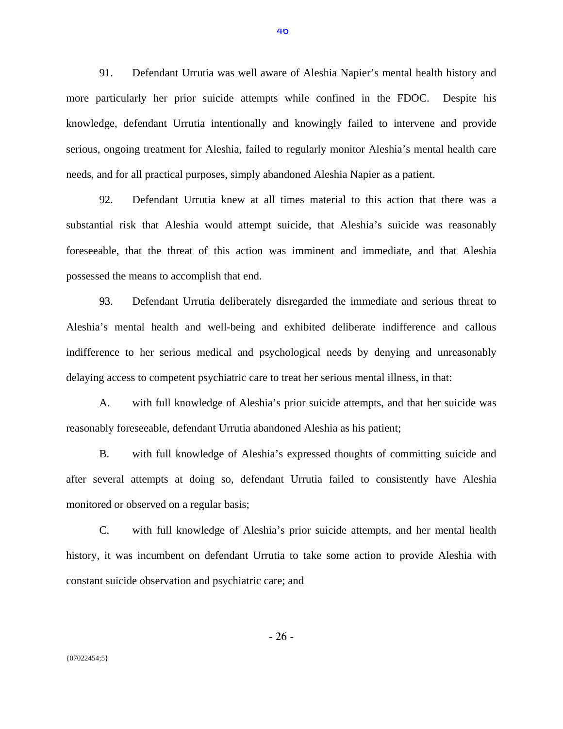91. Defendant Urrutia was well aware of Aleshia Napier's mental health history and more particularly her prior suicide attempts while confined in the FDOC. Despite his knowledge, defendant Urrutia intentionally and knowingly failed to intervene and provide serious, ongoing treatment for Aleshia, failed to regularly monitor Aleshia's mental health care needs, and for all practical purposes, simply abandoned Aleshia Napier as a patient.

92. Defendant Urrutia knew at all times material to this action that there was a substantial risk that Aleshia would attempt suicide, that Aleshia's suicide was reasonably foreseeable, that the threat of this action was imminent and immediate, and that Aleshia possessed the means to accomplish that end.

93. Defendant Urrutia deliberately disregarded the immediate and serious threat to Aleshia's mental health and well-being and exhibited deliberate indifference and callous indifference to her serious medical and psychological needs by denying and unreasonably delaying access to competent psychiatric care to treat her serious mental illness, in that:

A. with full knowledge of Aleshia's prior suicide attempts, and that her suicide was reasonably foreseeable, defendant Urrutia abandoned Aleshia as his patient;

B. with full knowledge of Aleshia's expressed thoughts of committing suicide and after several attempts at doing so, defendant Urrutia failed to consistently have Aleshia monitored or observed on a regular basis;

C. with full knowledge of Aleshia's prior suicide attempts, and her mental health history, it was incumbent on defendant Urrutia to take some action to provide Aleshia with constant suicide observation and psychiatric care; and

{07022454;5}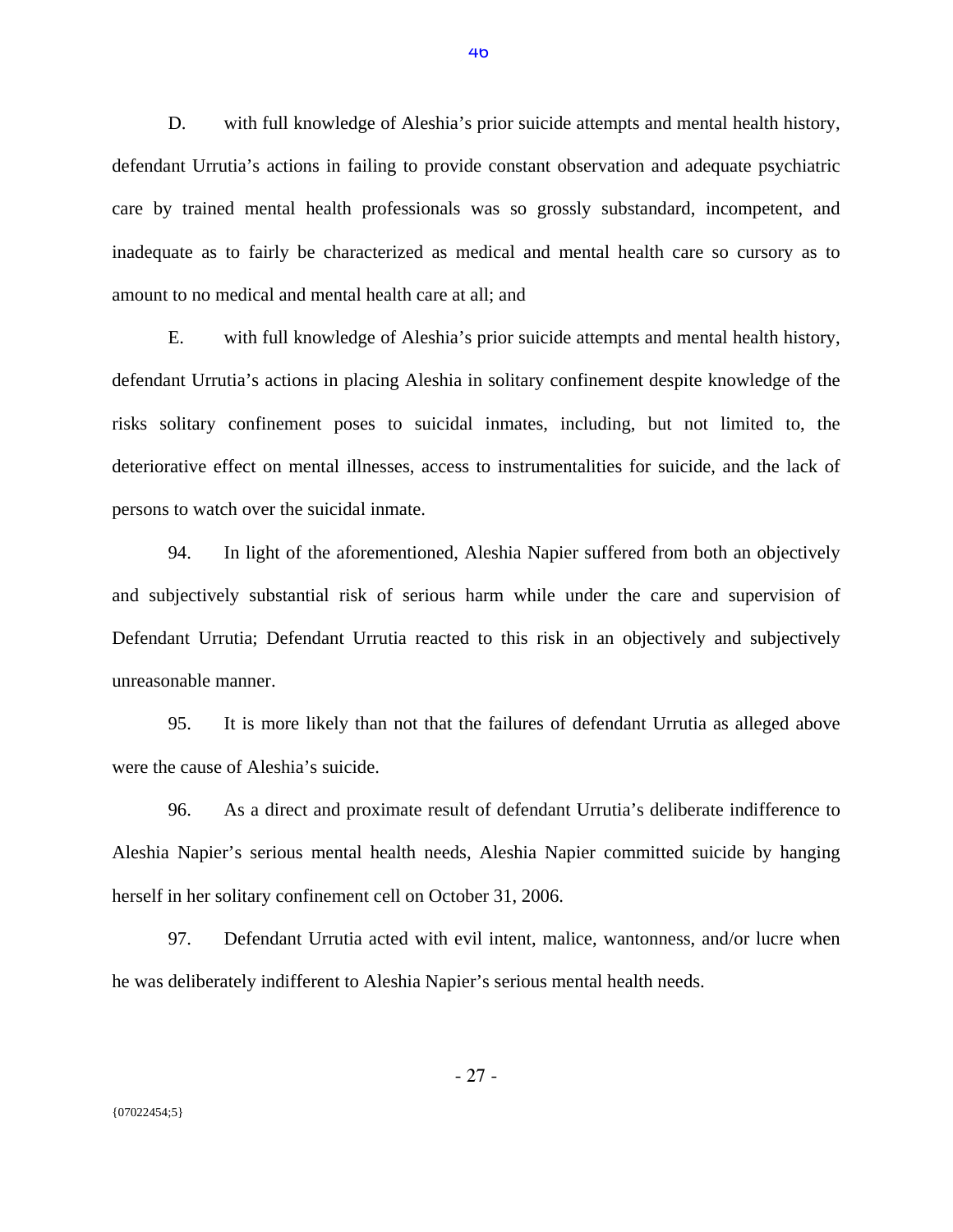D. with full knowledge of Aleshia's prior suicide attempts and mental health history, defendant Urrutia's actions in failing to provide constant observation and adequate psychiatric care by trained mental health professionals was so grossly substandard, incompetent, and inadequate as to fairly be characterized as medical and mental health care so cursory as to amount to no medical and mental health care at all; and

E. with full knowledge of Aleshia's prior suicide attempts and mental health history, defendant Urrutia's actions in placing Aleshia in solitary confinement despite knowledge of the risks solitary confinement poses to suicidal inmates, including, but not limited to, the deteriorative effect on mental illnesses, access to instrumentalities for suicide, and the lack of persons to watch over the suicidal inmate.

94. In light of the aforementioned, Aleshia Napier suffered from both an objectively and subjectively substantial risk of serious harm while under the care and supervision of Defendant Urrutia; Defendant Urrutia reacted to this risk in an objectively and subjectively unreasonable manner.

95. It is more likely than not that the failures of defendant Urrutia as alleged above were the cause of Aleshia's suicide.

96. As a direct and proximate result of defendant Urrutia's deliberate indifference to Aleshia Napier's serious mental health needs, Aleshia Napier committed suicide by hanging herself in her solitary confinement cell on October 31, 2006.

97. Defendant Urrutia acted with evil intent, malice, wantonness, and/or lucre when he was deliberately indifferent to Aleshia Napier's serious mental health needs.

{07022454;5}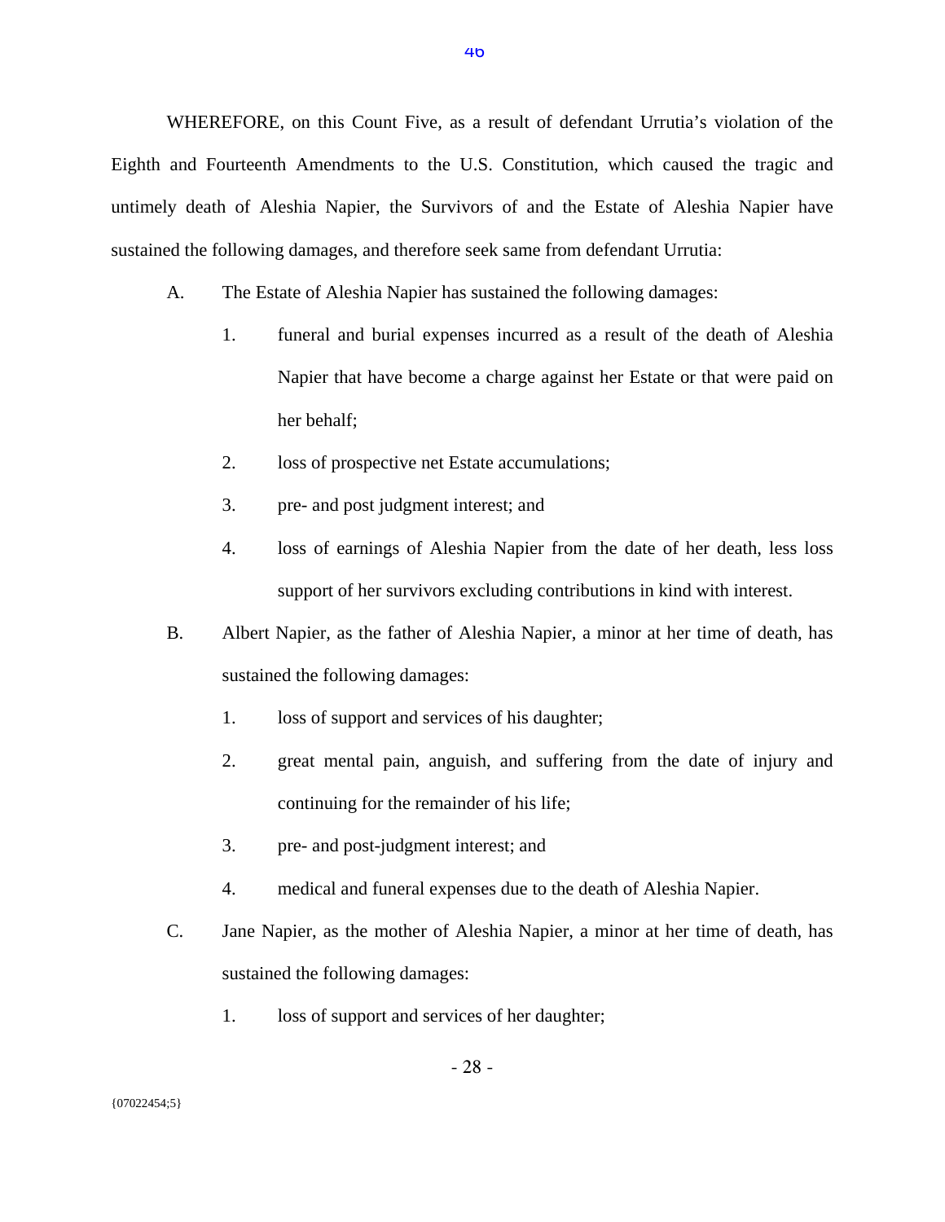WHEREFORE, on this Count Five, as a result of defendant Urrutia's violation of the Eighth and Fourteenth Amendments to the U.S. Constitution, which caused the tragic and untimely death of Aleshia Napier, the Survivors of and the Estate of Aleshia Napier have sustained the following damages, and therefore seek same from defendant Urrutia:

A. The Estate of Aleshia Napier has sustained the following damages:

   1. funeral and burial expenses incurred as a result of the death of Aleshia Napier that have become a charge against her Estate or that were paid on her behalf;

   2. loss of prospective net Estate accumulations;

   3. pre- and post judgment interest; and

   4. loss of earnings of Aleshia Napier from the date of her death, less loss support of her survivors excluding contributions in kind with interest.

B. Albert Napier, as the father of Aleshia Napier, a minor at her time of death, has sustained the following damages:

   1. loss of support and services of his daughter;

   2. great mental pain, anguish, and suffering from the date of injury and continuing for the remainder of his life;

   3. pre- and post-judgment interest; and

   4. medical and funeral expenses due to the death of Aleshia Napier.

C. Jane Napier, as the mother of Aleshia Napier, a minor at her time of death, has sustained the following damages:

   1. loss of support and services of her daughter;

{07022454;5}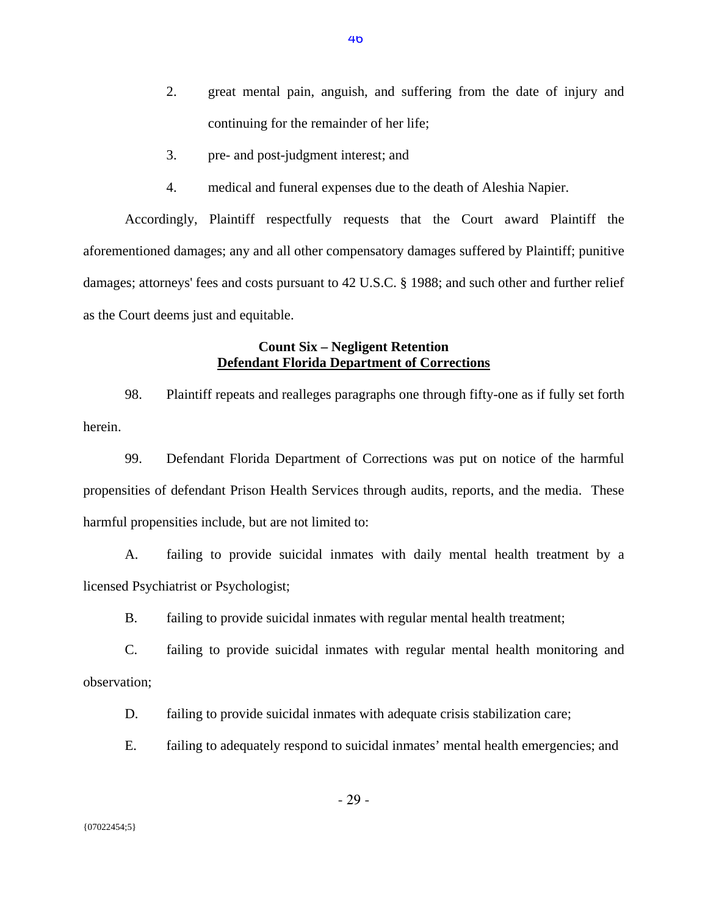2. great mental pain, anguish, and suffering from the date of injury and continuing for the remainder of her life;

3. pre- and post-judgment interest; and

4. medical and funeral expenses due to the death of Aleshia Napier.

Accordingly, Plaintiff respectfully requests that the Court award Plaintiff the aforementioned damages; any and all other compensatory damages suffered by Plaintiff; punitive damages; attorneys' fees and costs pursuant to 42 U.S.C. § 1988; and such other and further relief as the Court deems just and equitable.

**Count Six – Negligent Retention**
**Defendant Florida Department of Corrections**

98. Plaintiff repeats and realleges paragraphs one through fifty-one as if fully set forth herein.

99. Defendant Florida Department of Corrections was put on notice of the harmful propensities of defendant Prison Health Services through audits, reports, and the media. These harmful propensities include, but are not limited to:

A. failing to provide suicidal inmates with daily mental health treatment by a licensed Psychiatrist or Psychologist;

B. failing to provide suicidal inmates with regular mental health treatment;

C. failing to provide suicidal inmates with regular mental health monitoring and observation;

D. failing to provide suicidal inmates with adequate crisis stabilization care;

E. failing to adequately respond to suicidal inmates' mental health emergencies; and

{07022454;5}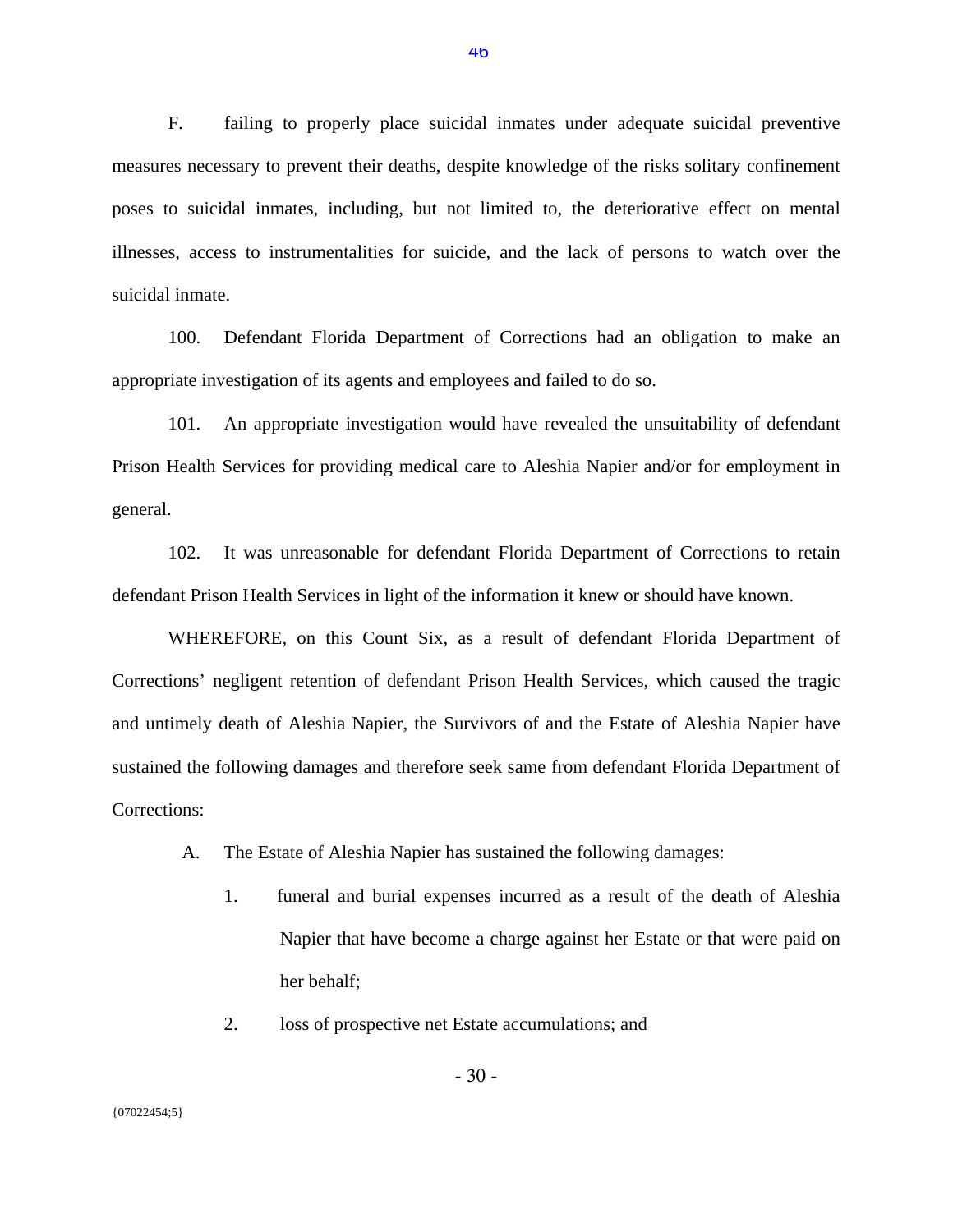F. failing to properly place suicidal inmates under adequate suicidal preventive measures necessary to prevent their deaths, despite knowledge of the risks solitary confinement poses to suicidal inmates, including, but not limited to, the deteriorative effect on mental illnesses, access to instrumentalities for suicide, and the lack of persons to watch over the suicidal inmate.

100. Defendant Florida Department of Corrections had an obligation to make an appropriate investigation of its agents and employees and failed to do so.

101. An appropriate investigation would have revealed the unsuitability of defendant Prison Health Services for providing medical care to Aleshia Napier and/or for employment in general.

102. It was unreasonable for defendant Florida Department of Corrections to retain defendant Prison Health Services in light of the information it knew or should have known.

WHEREFORE, on this Count Six, as a result of defendant Florida Department of Corrections' negligent retention of defendant Prison Health Services, which caused the tragic and untimely death of Aleshia Napier, the Survivors of and the Estate of Aleshia Napier have sustained the following damages and therefore seek same from defendant Florida Department of Corrections:

A. The Estate of Aleshia Napier has sustained the following damages:

1. funeral and burial expenses incurred as a result of the death of Aleshia Napier that have become a charge against her Estate or that were paid on her behalf;

2. loss of prospective net Estate accumulations; and

{07022454;5}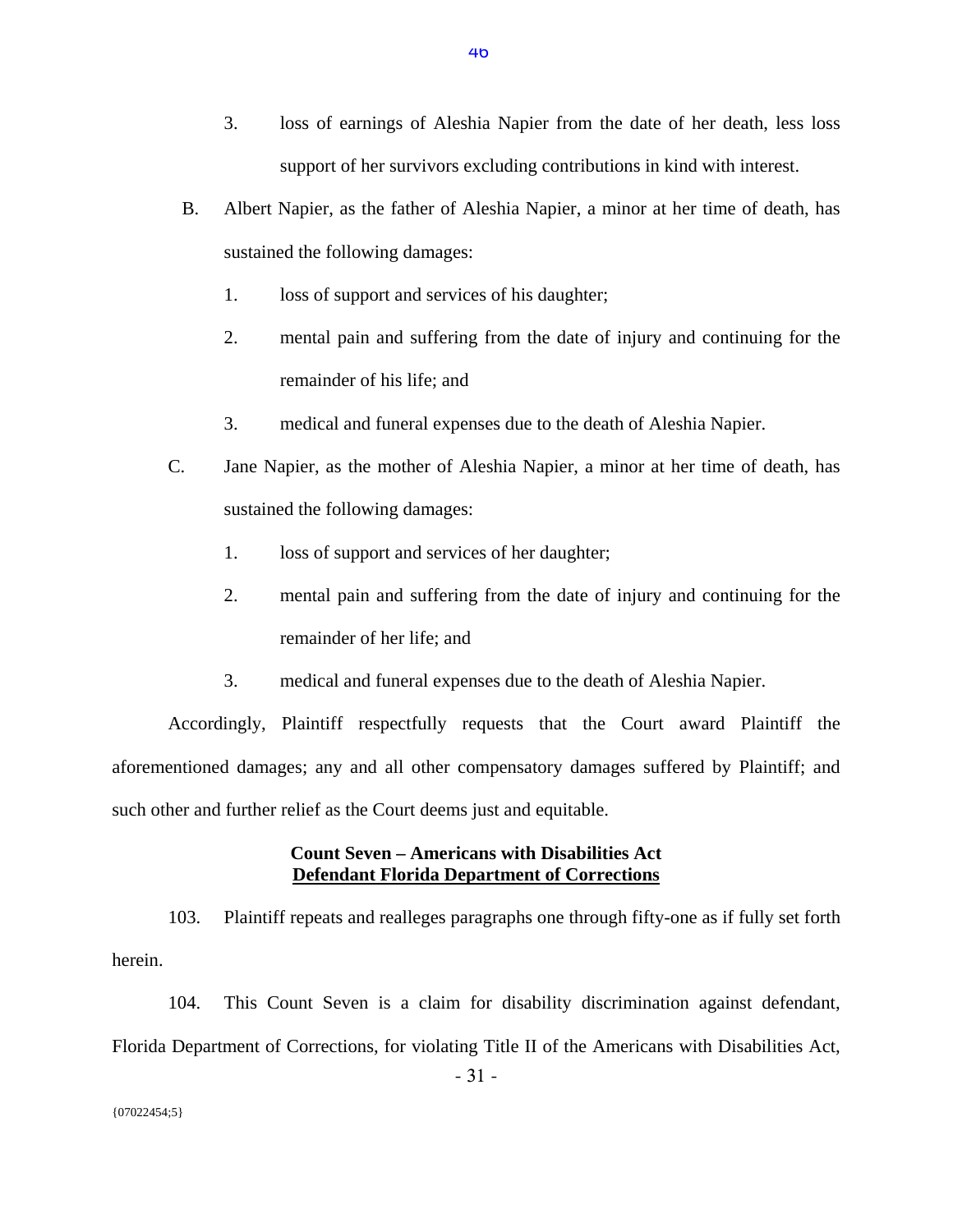3. loss of earnings of Aleshia Napier from the date of her death, less loss support of her survivors excluding contributions in kind with interest.

B. Albert Napier, as the father of Aleshia Napier, a minor at her time of death, has sustained the following damages:

1. loss of support and services of his daughter;

2. mental pain and suffering from the date of injury and continuing for the remainder of his life; and

3. medical and funeral expenses due to the death of Aleshia Napier.

C. Jane Napier, as the mother of Aleshia Napier, a minor at her time of death, has sustained the following damages:

1. loss of support and services of her daughter;

2. mental pain and suffering from the date of injury and continuing for the remainder of her life; and

3. medical and funeral expenses due to the death of Aleshia Napier.

Accordingly, Plaintiff respectfully requests that the Court award Plaintiff the aforementioned damages; any and all other compensatory damages suffered by Plaintiff; and such other and further relief as the Court deems just and equitable.

**Count Seven – Americans with Disabilities Act**
**Defendant Florida Department of Corrections**

103. Plaintiff repeats and realleges paragraphs one through fifty-one as if fully set forth herein.

104. This Count Seven is a claim for disability discrimination against defendant, Florida Department of Corrections, for violating Title II of the Americans with Disabilities Act,

{07022454;5}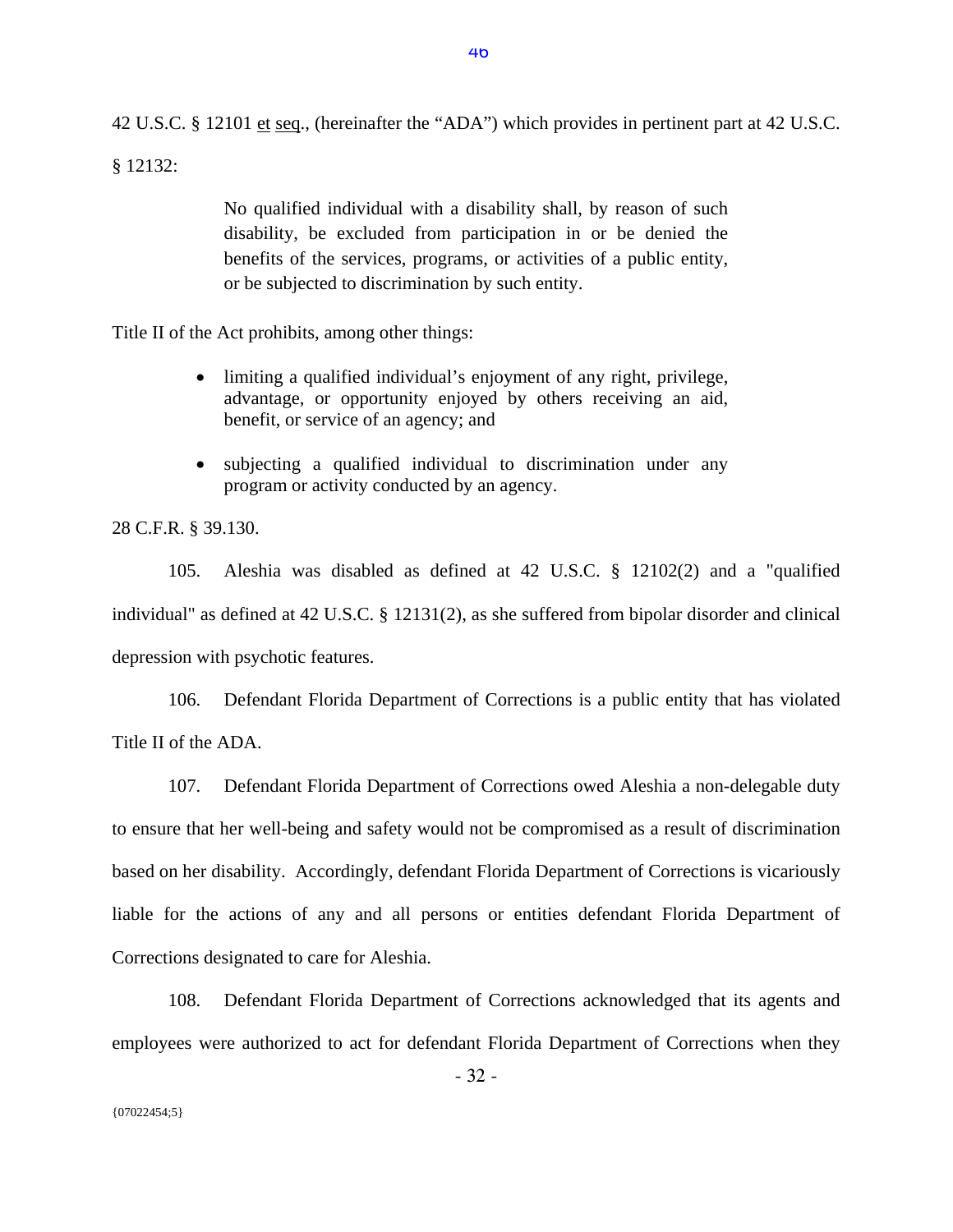42 U.S.C. § 12101 et seq., (hereinafter the "ADA") which provides in pertinent part at 42 U.S.C. § 12132:

> No qualified individual with a disability shall, by reason of such disability, be excluded from participation in or be denied the benefits of the services, programs, or activities of a public entity, or be subjected to discrimination by such entity.

Title II of the Act prohibits, among other things:

- limiting a qualified individual's enjoyment of any right, privilege, advantage, or opportunity enjoyed by others receiving an aid, benefit, or service of an agency; and
- subjecting a qualified individual to discrimination under any program or activity conducted by an agency.

28 C.F.R. § 39.130.

105. Aleshia was disabled as defined at 42 U.S.C. § 12102(2) and a "qualified individual" as defined at 42 U.S.C. § 12131(2), as she suffered from bipolar disorder and clinical depression with psychotic features.

106. Defendant Florida Department of Corrections is a public entity that has violated Title II of the ADA.

107. Defendant Florida Department of Corrections owed Aleshia a non-delegable duty to ensure that her well-being and safety would not be compromised as a result of discrimination based on her disability. Accordingly, defendant Florida Department of Corrections is vicariously liable for the actions of any and all persons or entities defendant Florida Department of Corrections designated to care for Aleshia.

108. Defendant Florida Department of Corrections acknowledged that its agents and employees were authorized to act for defendant Florida Department of Corrections when they

{07022454;5}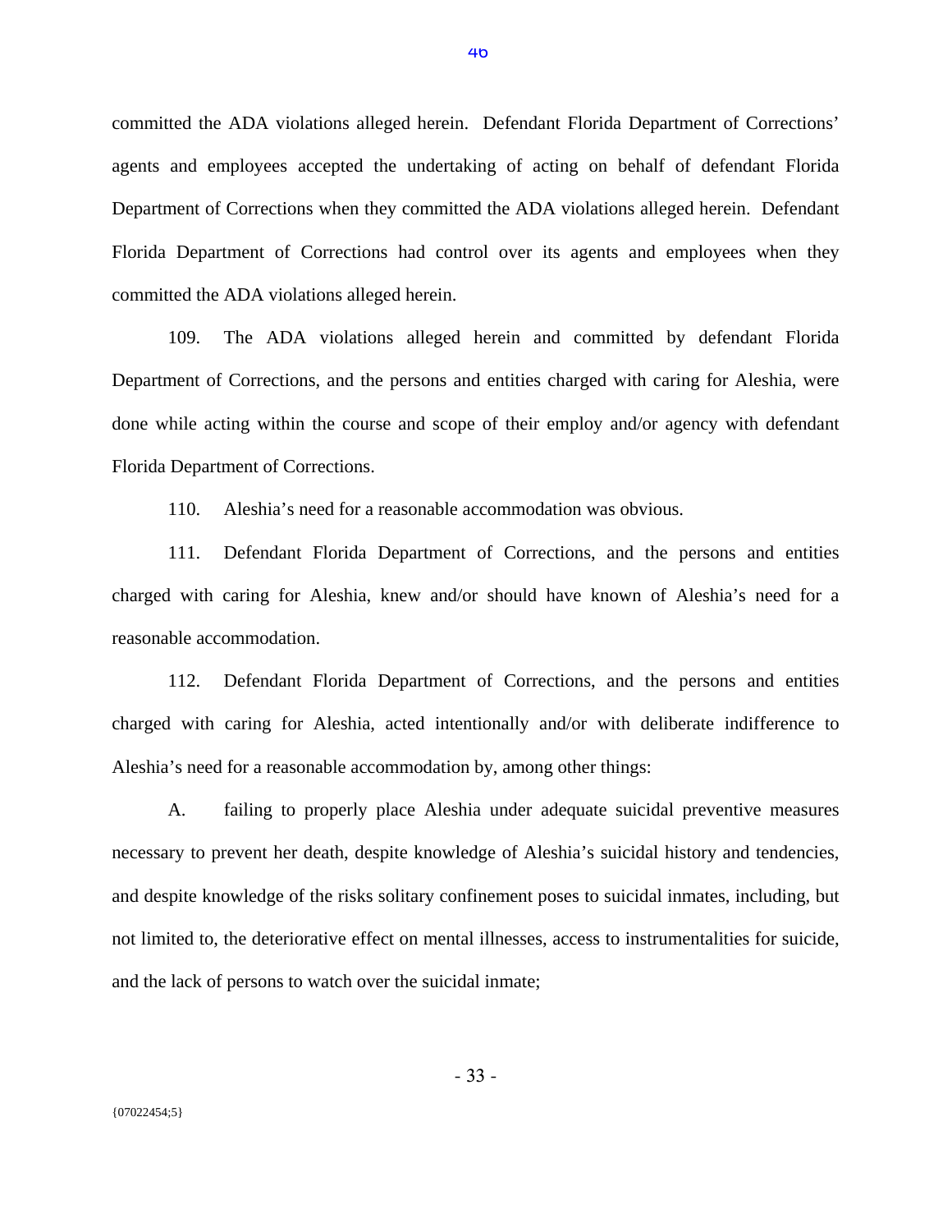committed the ADA violations alleged herein. Defendant Florida Department of Corrections' agents and employees accepted the undertaking of acting on behalf of defendant Florida Department of Corrections when they committed the ADA violations alleged herein. Defendant Florida Department of Corrections had control over its agents and employees when they committed the ADA violations alleged herein.

109. The ADA violations alleged herein and committed by defendant Florida Department of Corrections, and the persons and entities charged with caring for Aleshia, were done while acting within the course and scope of their employ and/or agency with defendant Florida Department of Corrections.

110. Aleshia's need for a reasonable accommodation was obvious.

111. Defendant Florida Department of Corrections, and the persons and entities charged with caring for Aleshia, knew and/or should have known of Aleshia's need for a reasonable accommodation.

112. Defendant Florida Department of Corrections, and the persons and entities charged with caring for Aleshia, acted intentionally and/or with deliberate indifference to Aleshia's need for a reasonable accommodation by, among other things:

A. failing to properly place Aleshia under adequate suicidal preventive measures necessary to prevent her death, despite knowledge of Aleshia's suicidal history and tendencies, and despite knowledge of the risks solitary confinement poses to suicidal inmates, including, but not limited to, the deteriorative effect on mental illnesses, access to instrumentalities for suicide, and the lack of persons to watch over the suicidal inmate;

{07022454;5}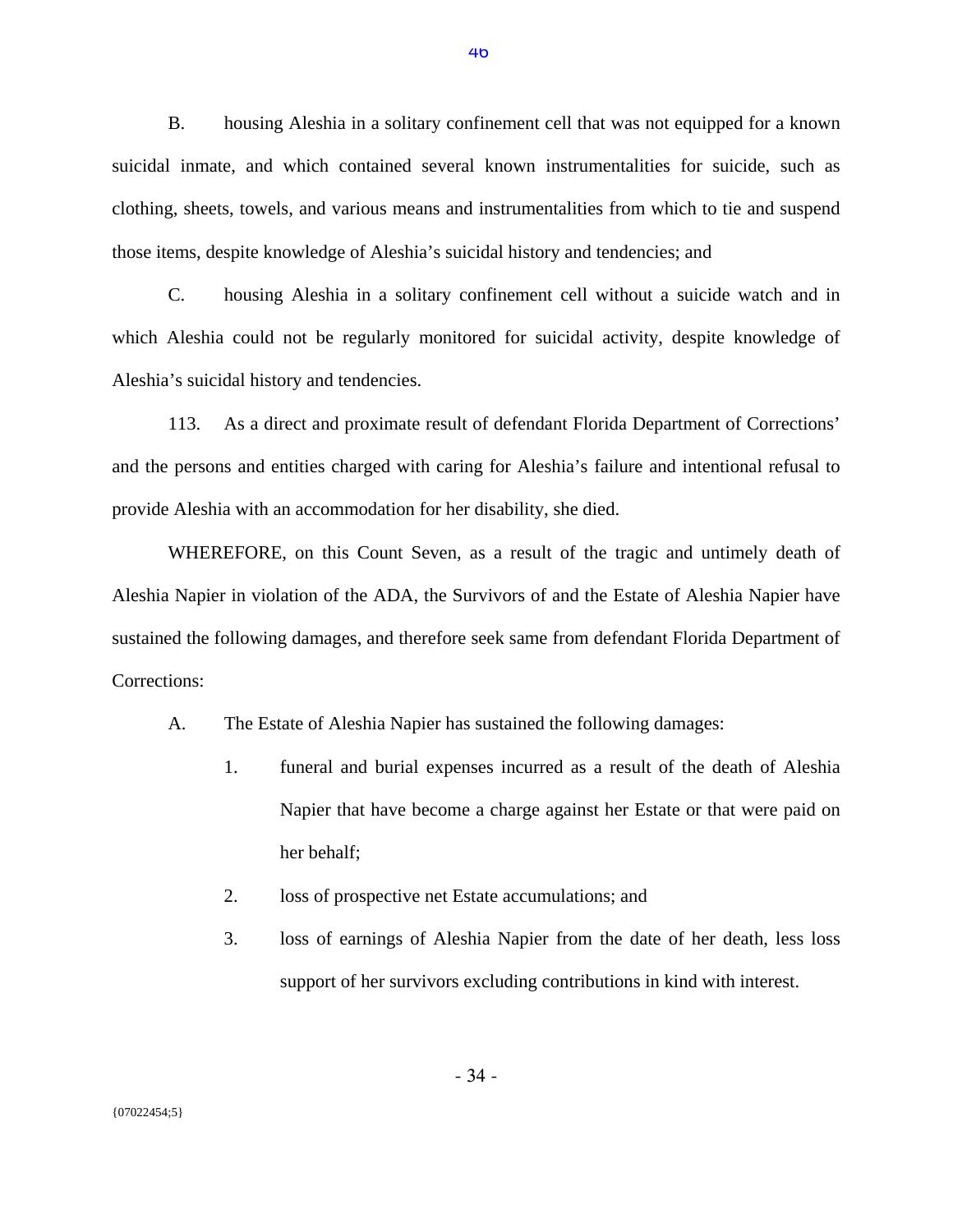B. housing Aleshia in a solitary confinement cell that was not equipped for a known suicidal inmate, and which contained several known instrumentalities for suicide, such as clothing, sheets, towels, and various means and instrumentalities from which to tie and suspend those items, despite knowledge of Aleshia's suicidal history and tendencies; and

C. housing Aleshia in a solitary confinement cell without a suicide watch and in which Aleshia could not be regularly monitored for suicidal activity, despite knowledge of Aleshia's suicidal history and tendencies.

113. As a direct and proximate result of defendant Florida Department of Corrections' and the persons and entities charged with caring for Aleshia's failure and intentional refusal to provide Aleshia with an accommodation for her disability, she died.

WHEREFORE, on this Count Seven, as a result of the tragic and untimely death of Aleshia Napier in violation of the ADA, the Survivors of and the Estate of Aleshia Napier have sustained the following damages, and therefore seek same from defendant Florida Department of Corrections:

A. The Estate of Aleshia Napier has sustained the following damages:

1. funeral and burial expenses incurred as a result of the death of Aleshia Napier that have become a charge against her Estate or that were paid on her behalf;

2. loss of prospective net Estate accumulations; and

3. loss of earnings of Aleshia Napier from the date of her death, less loss support of her survivors excluding contributions in kind with interest.

{07022454;5}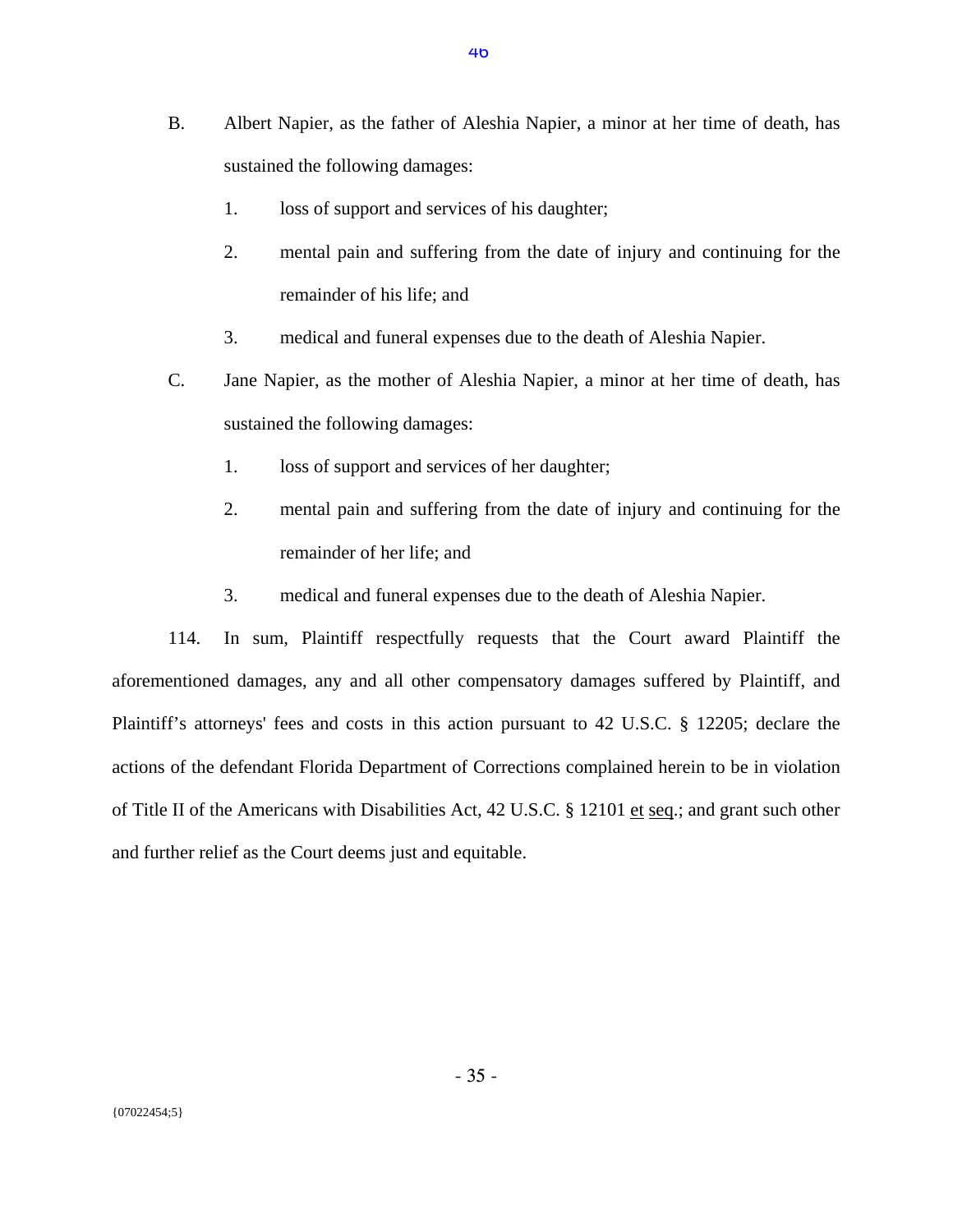B. Albert Napier, as the father of Aleshia Napier, a minor at her time of death, has sustained the following damages:

1. loss of support and services of his daughter;
2. mental pain and suffering from the date of injury and continuing for the remainder of his life; and
3. medical and funeral expenses due to the death of Aleshia Napier.

C. Jane Napier, as the mother of Aleshia Napier, a minor at her time of death, has sustained the following damages:

1. loss of support and services of her daughter;
2. mental pain and suffering from the date of injury and continuing for the remainder of her life; and
3. medical and funeral expenses due to the death of Aleshia Napier.

114. In sum, Plaintiff respectfully requests that the Court award Plaintiff the aforementioned damages, any and all other compensatory damages suffered by Plaintiff, and Plaintiff's attorneys' fees and costs in this action pursuant to 42 U.S.C. § 12205; declare the actions of the defendant Florida Department of Corrections complained herein to be in violation of Title II of the Americans with Disabilities Act, 42 U.S.C. § 12101 et seq.; and grant such other and further relief as the Court deems just and equitable.

{07022454;5}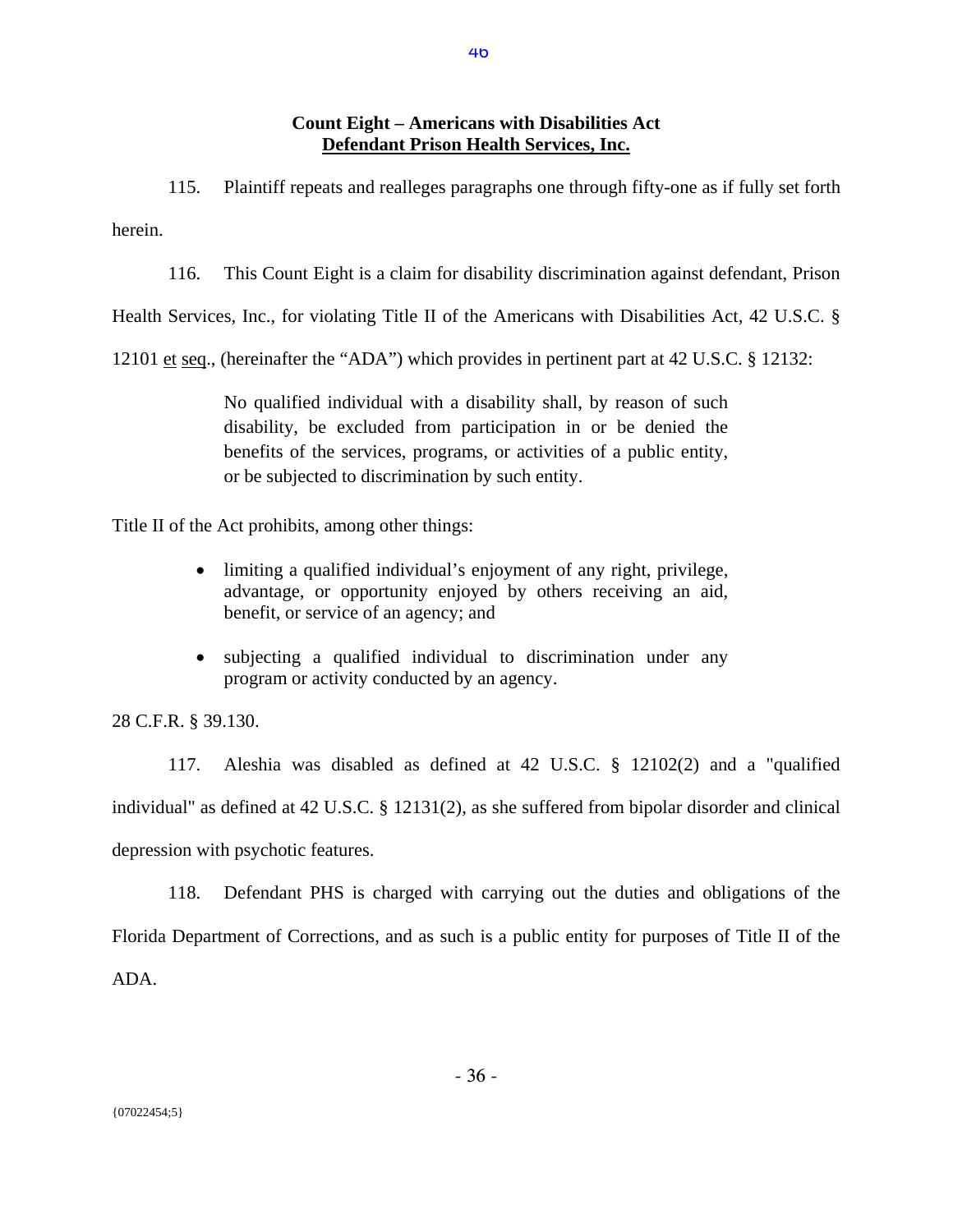**Count Eight – Americans with Disabilities Act**
**<u>Defendant Prison Health Services, Inc.</u>**

115. Plaintiff repeats and realleges paragraphs one through fifty-one as if fully set forth herein.

116. This Count Eight is a claim for disability discrimination against defendant, Prison Health Services, Inc., for violating Title II of the Americans with Disabilities Act, 42 U.S.C. § 12101 <u>et</u> <u>seq</u>., (hereinafter the "ADA") which provides in pertinent part at 42 U.S.C. § 12132:

> No qualified individual with a disability shall, by reason of such disability, be excluded from participation in or be denied the benefits of the services, programs, or activities of a public entity, or be subjected to discrimination by such entity.

Title II of the Act prohibits, among other things:

- limiting a qualified individual's enjoyment of any right, privilege, advantage, or opportunity enjoyed by others receiving an aid, benefit, or service of an agency; and

- subjecting a qualified individual to discrimination under any program or activity conducted by an agency.

28 C.F.R. § 39.130.

117. Aleshia was disabled as defined at 42 U.S.C. § 12102(2) and a "qualified individual" as defined at 42 U.S.C. § 12131(2), as she suffered from bipolar disorder and clinical depression with psychotic features.

118. Defendant PHS is charged with carrying out the duties and obligations of the Florida Department of Corrections, and as such is a public entity for purposes of Title II of the ADA.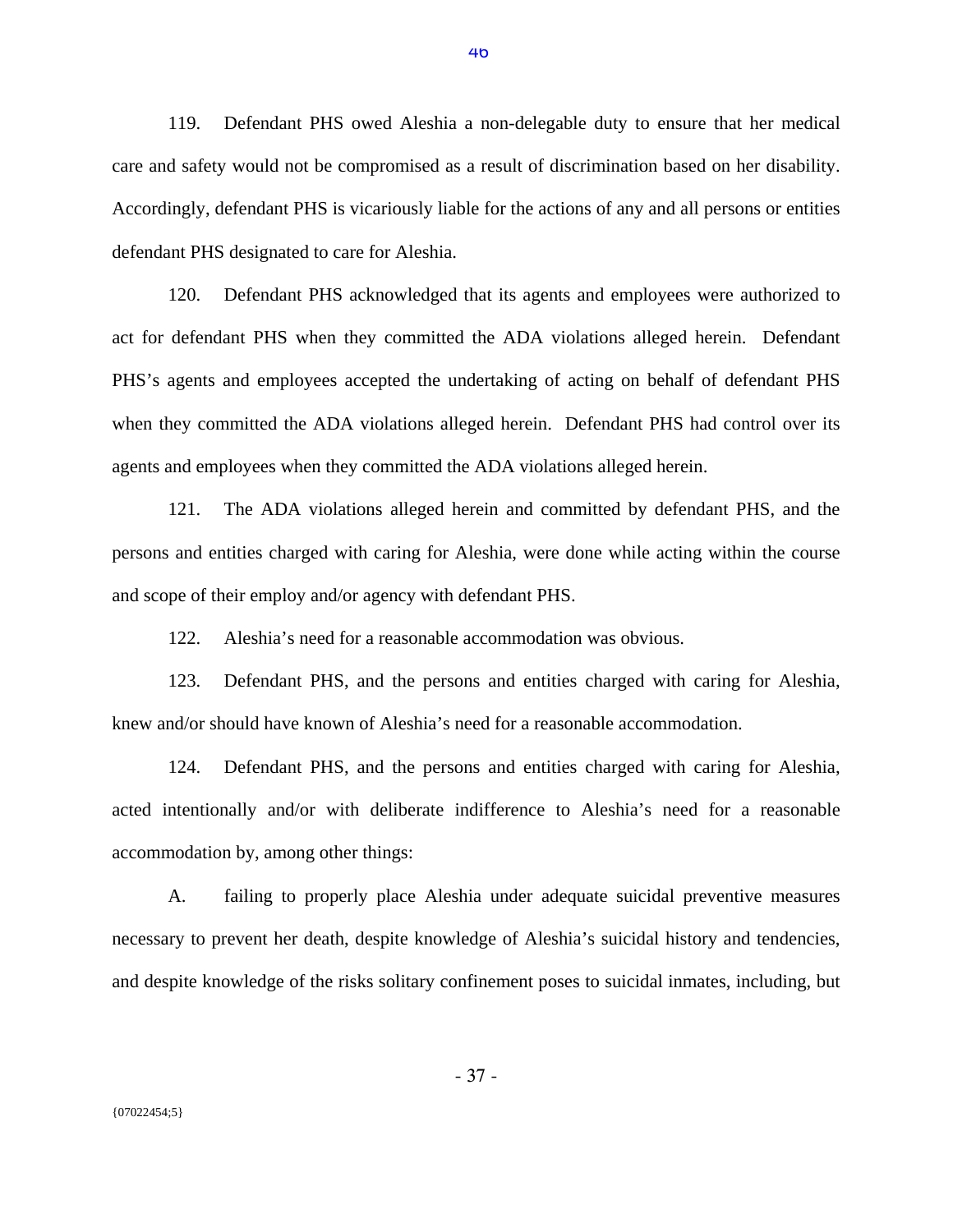119. Defendant PHS owed Aleshia a non-delegable duty to ensure that her medical care and safety would not be compromised as a result of discrimination based on her disability. Accordingly, defendant PHS is vicariously liable for the actions of any and all persons or entities defendant PHS designated to care for Aleshia.

120. Defendant PHS acknowledged that its agents and employees were authorized to act for defendant PHS when they committed the ADA violations alleged herein. Defendant PHS's agents and employees accepted the undertaking of acting on behalf of defendant PHS when they committed the ADA violations alleged herein. Defendant PHS had control over its agents and employees when they committed the ADA violations alleged herein.

121. The ADA violations alleged herein and committed by defendant PHS, and the persons and entities charged with caring for Aleshia, were done while acting within the course and scope of their employ and/or agency with defendant PHS.

122. Aleshia's need for a reasonable accommodation was obvious.

123. Defendant PHS, and the persons and entities charged with caring for Aleshia, knew and/or should have known of Aleshia's need for a reasonable accommodation.

124. Defendant PHS, and the persons and entities charged with caring for Aleshia, acted intentionally and/or with deliberate indifference to Aleshia's need for a reasonable accommodation by, among other things:

A. failing to properly place Aleshia under adequate suicidal preventive measures necessary to prevent her death, despite knowledge of Aleshia's suicidal history and tendencies, and despite knowledge of the risks solitary confinement poses to suicidal inmates, including, but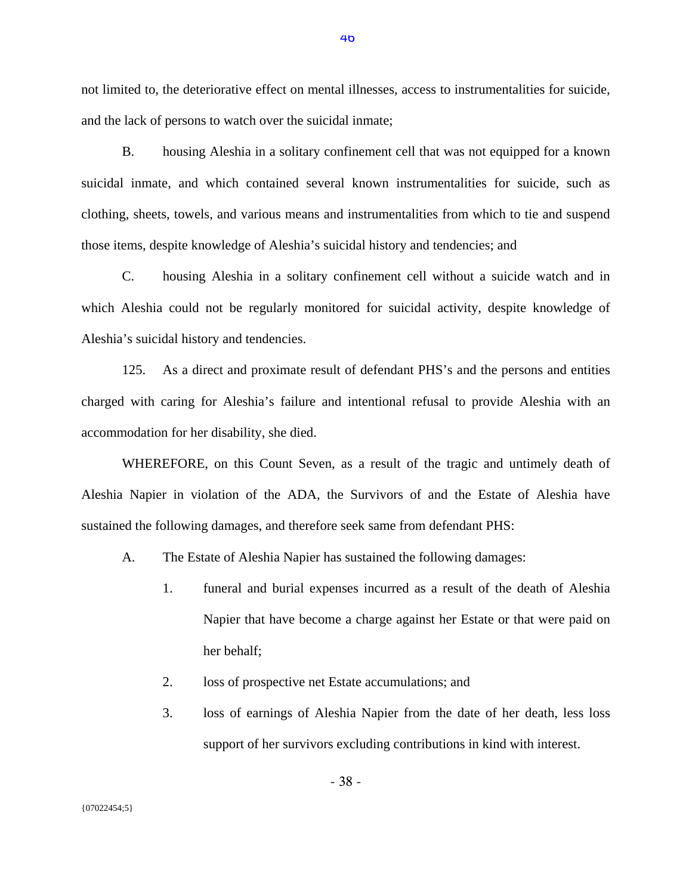not limited to, the deteriorative effect on mental illnesses, access to instrumentalities for suicide, and the lack of persons to watch over the suicidal inmate;

B. housing Aleshia in a solitary confinement cell that was not equipped for a known suicidal inmate, and which contained several known instrumentalities for suicide, such as clothing, sheets, towels, and various means and instrumentalities from which to tie and suspend those items, despite knowledge of Aleshia's suicidal history and tendencies; and

C. housing Aleshia in a solitary confinement cell without a suicide watch and in which Aleshia could not be regularly monitored for suicidal activity, despite knowledge of Aleshia's suicidal history and tendencies.

125. As a direct and proximate result of defendant PHS's and the persons and entities charged with caring for Aleshia's failure and intentional refusal to provide Aleshia with an accommodation for her disability, she died.

WHEREFORE, on this Count Seven, as a result of the tragic and untimely death of Aleshia Napier in violation of the ADA, the Survivors of and the Estate of Aleshia have sustained the following damages, and therefore seek same from defendant PHS:

A. The Estate of Aleshia Napier has sustained the following damages:

1. funeral and burial expenses incurred as a result of the death of Aleshia Napier that have become a charge against her Estate or that were paid on her behalf;

2. loss of prospective net Estate accumulations; and

3. loss of earnings of Aleshia Napier from the date of her death, less loss support of her survivors excluding contributions in kind with interest.

{07022454;5}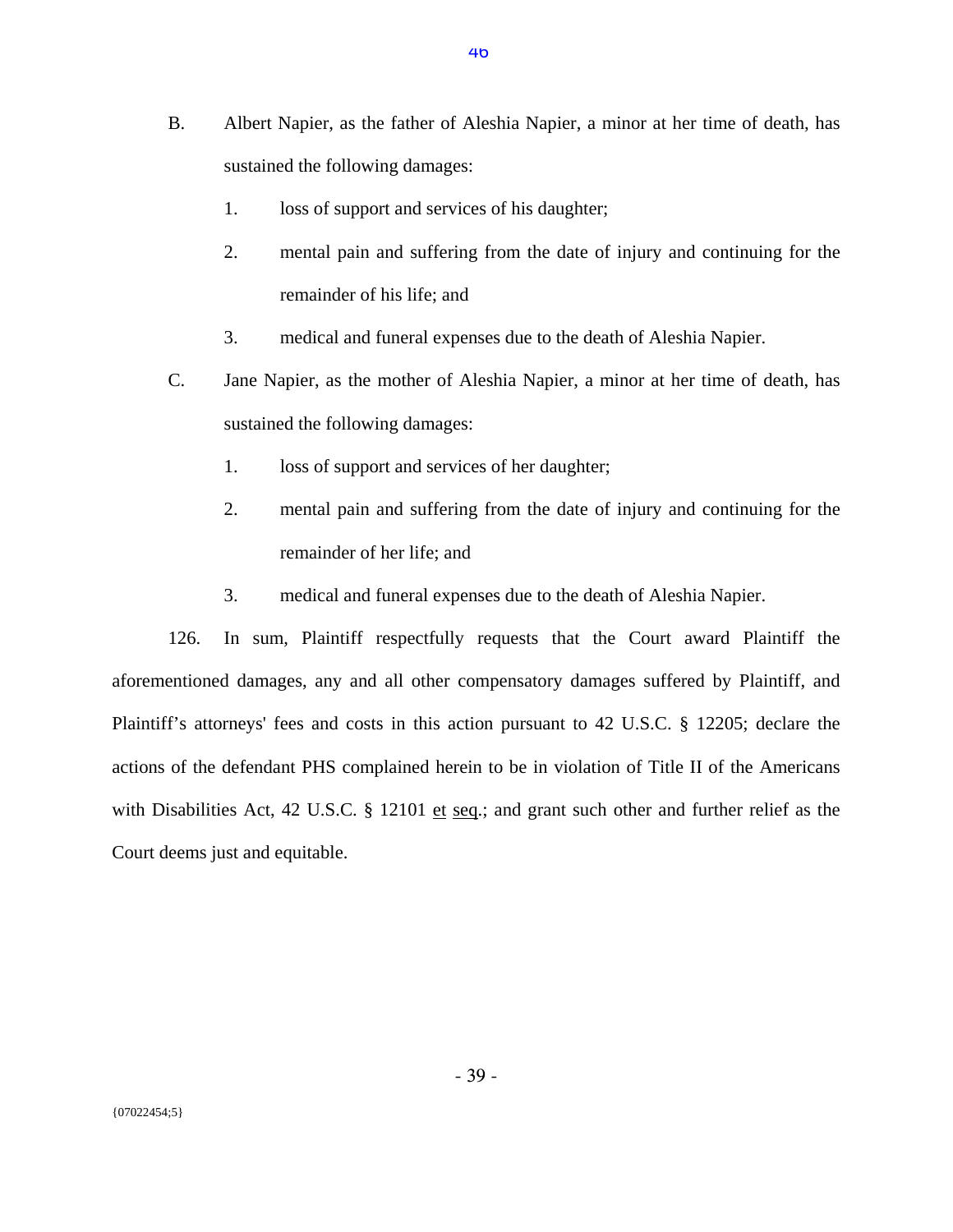B. Albert Napier, as the father of Aleshia Napier, a minor at her time of death, has sustained the following damages:

1. loss of support and services of his daughter;

2. mental pain and suffering from the date of injury and continuing for the remainder of his life; and

3. medical and funeral expenses due to the death of Aleshia Napier.

C. Jane Napier, as the mother of Aleshia Napier, a minor at her time of death, has sustained the following damages:

1. loss of support and services of her daughter;

2. mental pain and suffering from the date of injury and continuing for the remainder of her life; and

3. medical and funeral expenses due to the death of Aleshia Napier.

126. In sum, Plaintiff respectfully requests that the Court award Plaintiff the aforementioned damages, any and all other compensatory damages suffered by Plaintiff, and Plaintiff's attorneys' fees and costs in this action pursuant to 42 U.S.C. § 12205; declare the actions of the defendant PHS complained herein to be in violation of Title II of the Americans with Disabilities Act, 42 U.S.C. § 12101 et seq.; and grant such other and further relief as the Court deems just and equitable.

{07022454;5}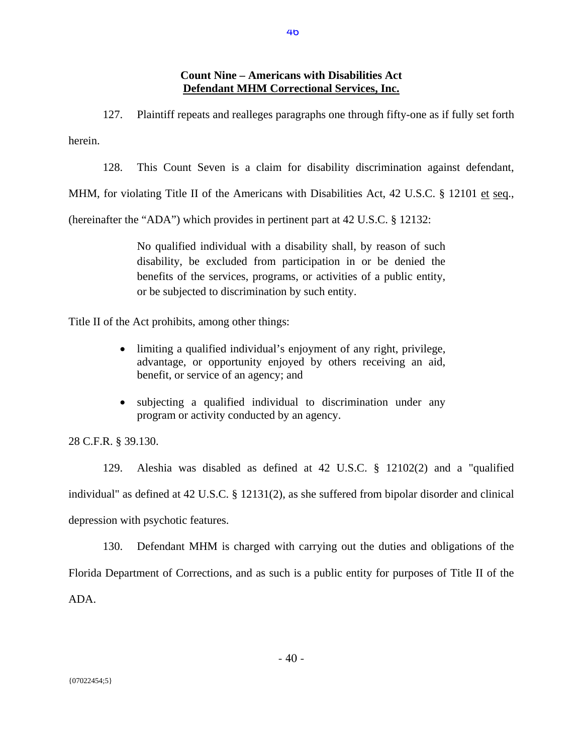**Count Nine – Americans with Disabilities Act**
**Defendant MHM Correctional Services, Inc.**

127. Plaintiff repeats and realleges paragraphs one through fifty-one as if fully set forth herein.

128. This Count Seven is a claim for disability discrimination against defendant, MHM, for violating Title II of the Americans with Disabilities Act, 42 U.S.C. § 12101 et seq., (hereinafter the "ADA") which provides in pertinent part at 42 U.S.C. § 12132:

> No qualified individual with a disability shall, by reason of such disability, be excluded from participation in or be denied the benefits of the services, programs, or activities of a public entity, or be subjected to discrimination by such entity.

Title II of the Act prohibits, among other things:

- limiting a qualified individual's enjoyment of any right, privilege, advantage, or opportunity enjoyed by others receiving an aid, benefit, or service of an agency; and
- subjecting a qualified individual to discrimination under any program or activity conducted by an agency.

28 C.F.R. § 39.130.

129. Aleshia was disabled as defined at 42 U.S.C. § 12102(2) and a "qualified individual" as defined at 42 U.S.C. § 12131(2), as she suffered from bipolar disorder and clinical depression with psychotic features.

130. Defendant MHM is charged with carrying out the duties and obligations of the Florida Department of Corrections, and as such is a public entity for purposes of Title II of the ADA.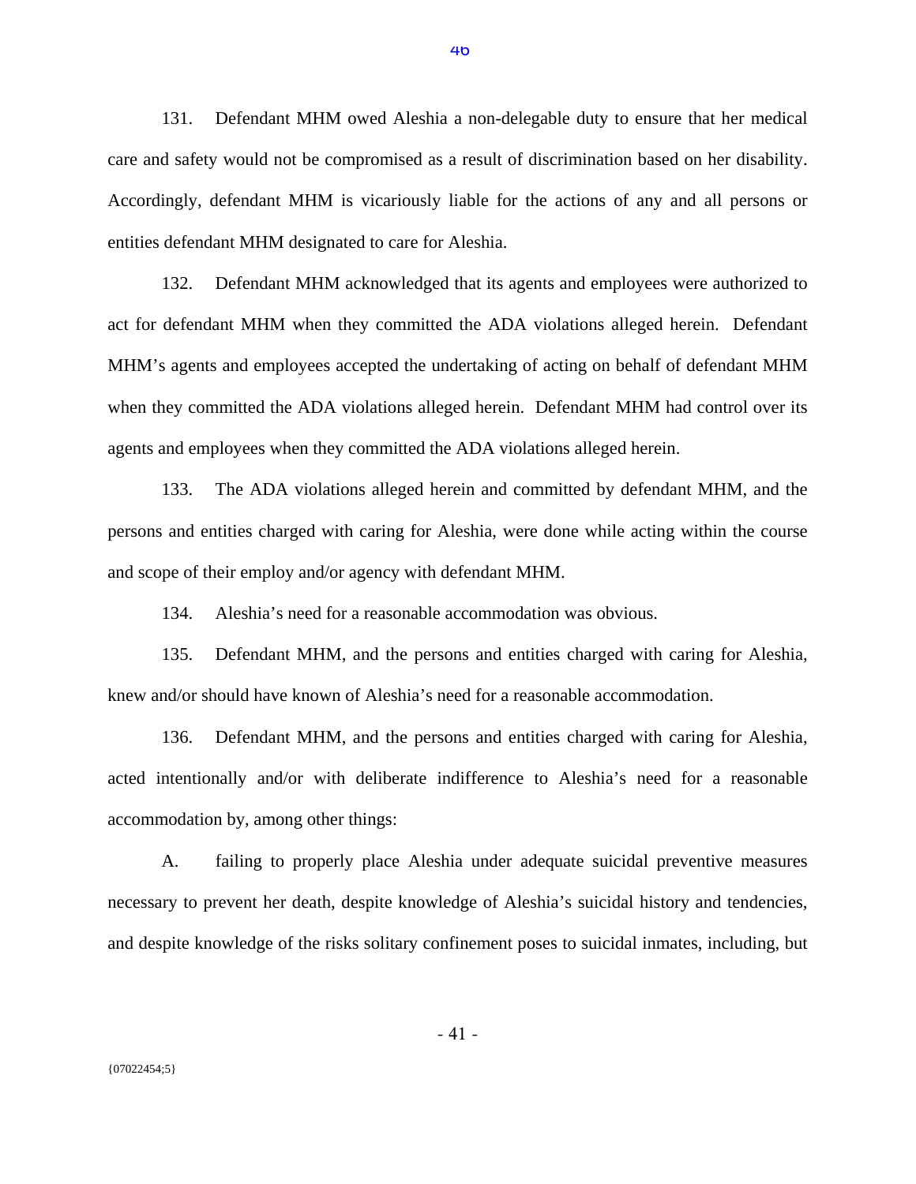131. Defendant MHM owed Aleshia a non-delegable duty to ensure that her medical care and safety would not be compromised as a result of discrimination based on her disability. Accordingly, defendant MHM is vicariously liable for the actions of any and all persons or entities defendant MHM designated to care for Aleshia.

132. Defendant MHM acknowledged that its agents and employees were authorized to act for defendant MHM when they committed the ADA violations alleged herein. Defendant MHM's agents and employees accepted the undertaking of acting on behalf of defendant MHM when they committed the ADA violations alleged herein. Defendant MHM had control over its agents and employees when they committed the ADA violations alleged herein.

133. The ADA violations alleged herein and committed by defendant MHM, and the persons and entities charged with caring for Aleshia, were done while acting within the course and scope of their employ and/or agency with defendant MHM.

134. Aleshia's need for a reasonable accommodation was obvious.

135. Defendant MHM, and the persons and entities charged with caring for Aleshia, knew and/or should have known of Aleshia's need for a reasonable accommodation.

136. Defendant MHM, and the persons and entities charged with caring for Aleshia, acted intentionally and/or with deliberate indifference to Aleshia's need for a reasonable accommodation by, among other things:

A. failing to properly place Aleshia under adequate suicidal preventive measures necessary to prevent her death, despite knowledge of Aleshia's suicidal history and tendencies, and despite knowledge of the risks solitary confinement poses to suicidal inmates, including, but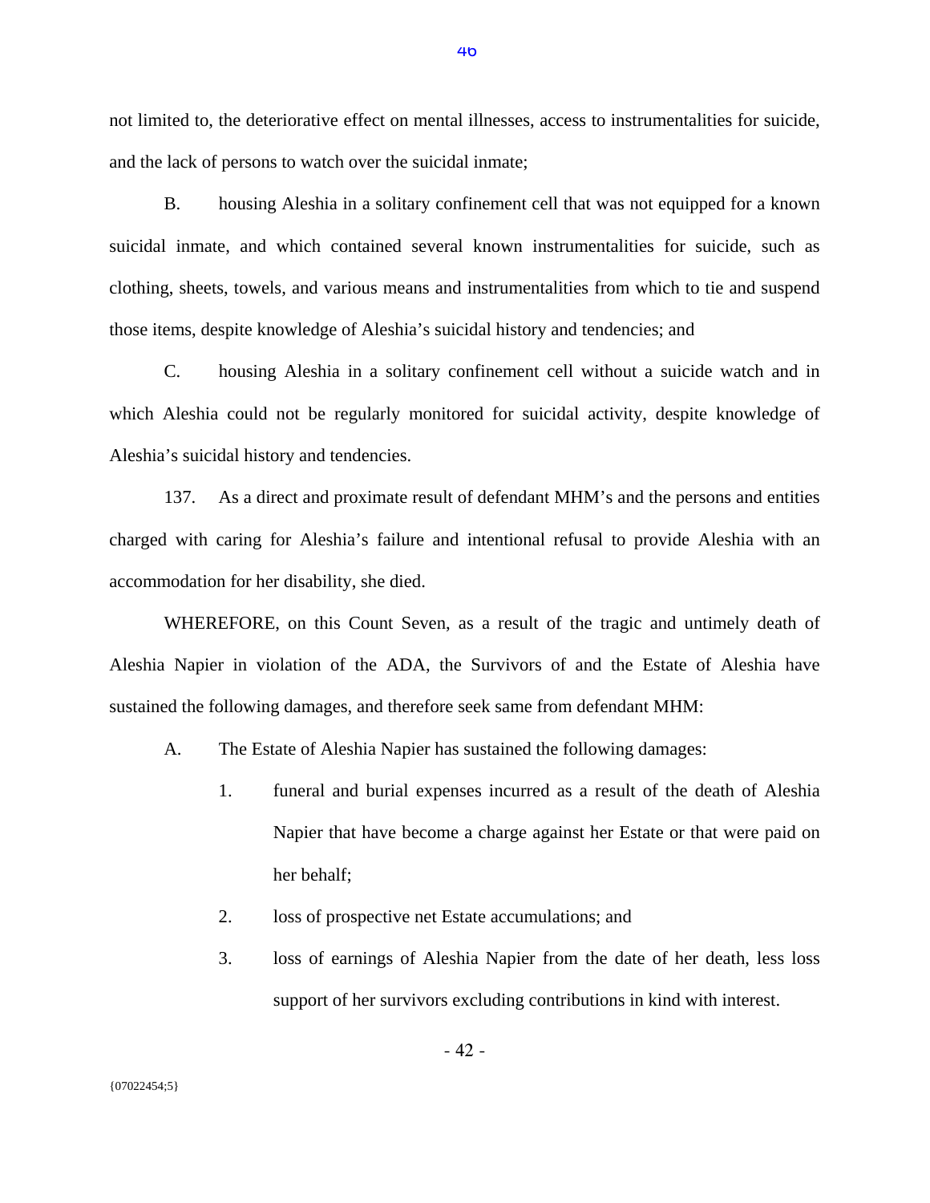not limited to, the deteriorative effect on mental illnesses, access to instrumentalities for suicide, and the lack of persons to watch over the suicidal inmate;

B. housing Aleshia in a solitary confinement cell that was not equipped for a known suicidal inmate, and which contained several known instrumentalities for suicide, such as clothing, sheets, towels, and various means and instrumentalities from which to tie and suspend those items, despite knowledge of Aleshia's suicidal history and tendencies; and

C. housing Aleshia in a solitary confinement cell without a suicide watch and in which Aleshia could not be regularly monitored for suicidal activity, despite knowledge of Aleshia's suicidal history and tendencies.

137. As a direct and proximate result of defendant MHM's and the persons and entities charged with caring for Aleshia's failure and intentional refusal to provide Aleshia with an accommodation for her disability, she died.

WHEREFORE, on this Count Seven, as a result of the tragic and untimely death of Aleshia Napier in violation of the ADA, the Survivors of and the Estate of Aleshia have sustained the following damages, and therefore seek same from defendant MHM:

A. The Estate of Aleshia Napier has sustained the following damages:

1. funeral and burial expenses incurred as a result of the death of Aleshia Napier that have become a charge against her Estate or that were paid on her behalf;

2. loss of prospective net Estate accumulations; and

3. loss of earnings of Aleshia Napier from the date of her death, less loss support of her survivors excluding contributions in kind with interest.

{07022454;5}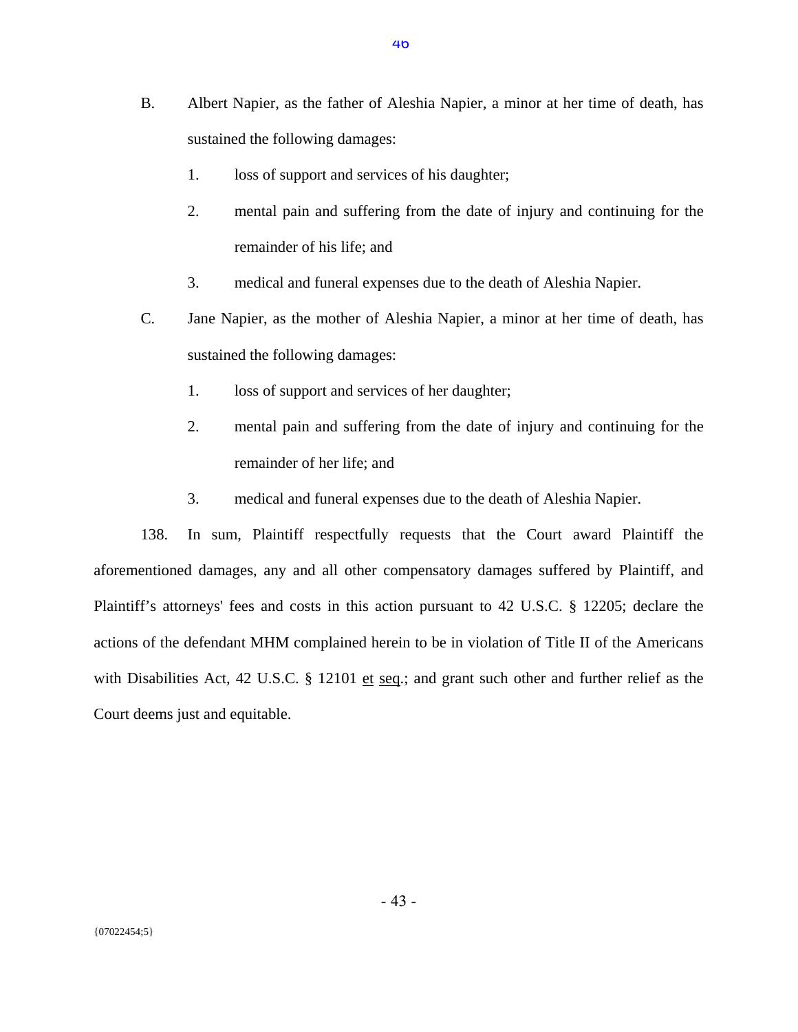B. Albert Napier, as the father of Aleshia Napier, a minor at her time of death, has sustained the following damages:

1. loss of support and services of his daughter;

2. mental pain and suffering from the date of injury and continuing for the remainder of his life; and

3. medical and funeral expenses due to the death of Aleshia Napier.

C. Jane Napier, as the mother of Aleshia Napier, a minor at her time of death, has sustained the following damages:

1. loss of support and services of her daughter;

2. mental pain and suffering from the date of injury and continuing for the remainder of her life; and

3. medical and funeral expenses due to the death of Aleshia Napier.

138. In sum, Plaintiff respectfully requests that the Court award Plaintiff the aforementioned damages, any and all other compensatory damages suffered by Plaintiff, and Plaintiff's attorneys' fees and costs in this action pursuant to 42 U.S.C. § 12205; declare the actions of the defendant MHM complained herein to be in violation of Title II of the Americans with Disabilities Act, 42 U.S.C. § 12101 et seq.; and grant such other and further relief as the Court deems just and equitable.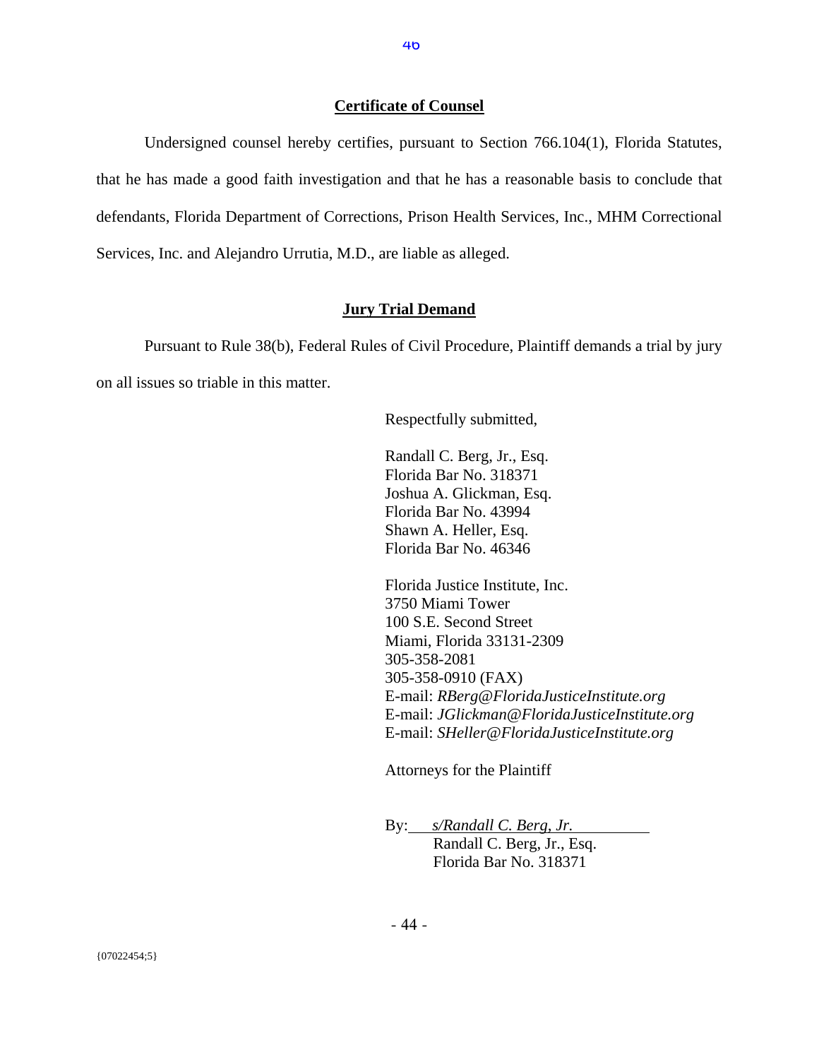**Certificate of Counsel**

Undersigned counsel hereby certifies, pursuant to Section 766.104(1), Florida Statutes, that he has made a good faith investigation and that he has a reasonable basis to conclude that defendants, Florida Department of Corrections, Prison Health Services, Inc., MHM Correctional Services, Inc. and Alejandro Urrutia, M.D., are liable as alleged.

**Jury Trial Demand**

Pursuant to Rule 38(b), Federal Rules of Civil Procedure, Plaintiff demands a trial by jury on all issues so triable in this matter.

Respectfully submitted,

Randall C. Berg, Jr., Esq.
Florida Bar No. 318371
Joshua A. Glickman, Esq.
Florida Bar No. 43994
Shawn A. Heller, Esq.
Florida Bar No. 46346

Florida Justice Institute, Inc.
3750 Miami Tower
100 S.E. Second Street
Miami, Florida 33131-2309
305-358-2081
305-358-0910 (FAX)
E-mail: *RBerg@FloridaJusticeInstitute.org*
E-mail: *JGlickman@FloridaJusticeInstitute.org*
E-mail: *SHeller@FloridaJusticeInstitute.org*

Attorneys for the Plaintiff

By: *s/Randall C. Berg, Jr.*
Randall C. Berg, Jr., Esq.
Florida Bar No. 318371

{07022454;5}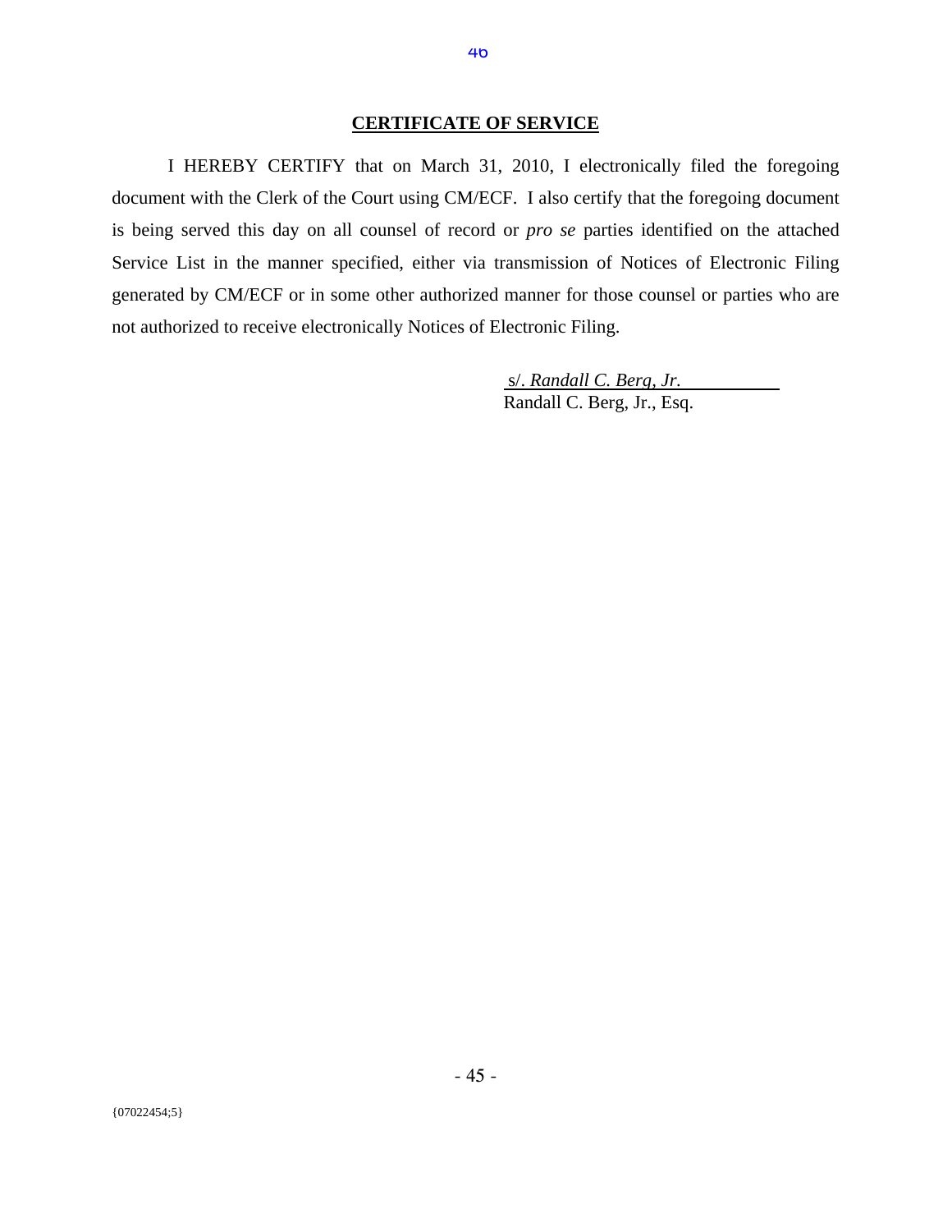## CERTIFICATE OF SERVICE

I HEREBY CERTIFY that on March 31, 2010, I electronically filed the foregoing document with the Clerk of the Court using CM/ECF. I also certify that the foregoing document is being served this day on all counsel of record or *pro se* parties identified on the attached Service List in the manner specified, either via transmission of Notices of Electronic Filing generated by CM/ECF or in some other authorized manner for those counsel or parties who are not authorized to receive electronically Notices of Electronic Filing.

s/. *Randall C. Berg, Jr.*
Randall C. Berg, Jr., Esq.

{07022454;5}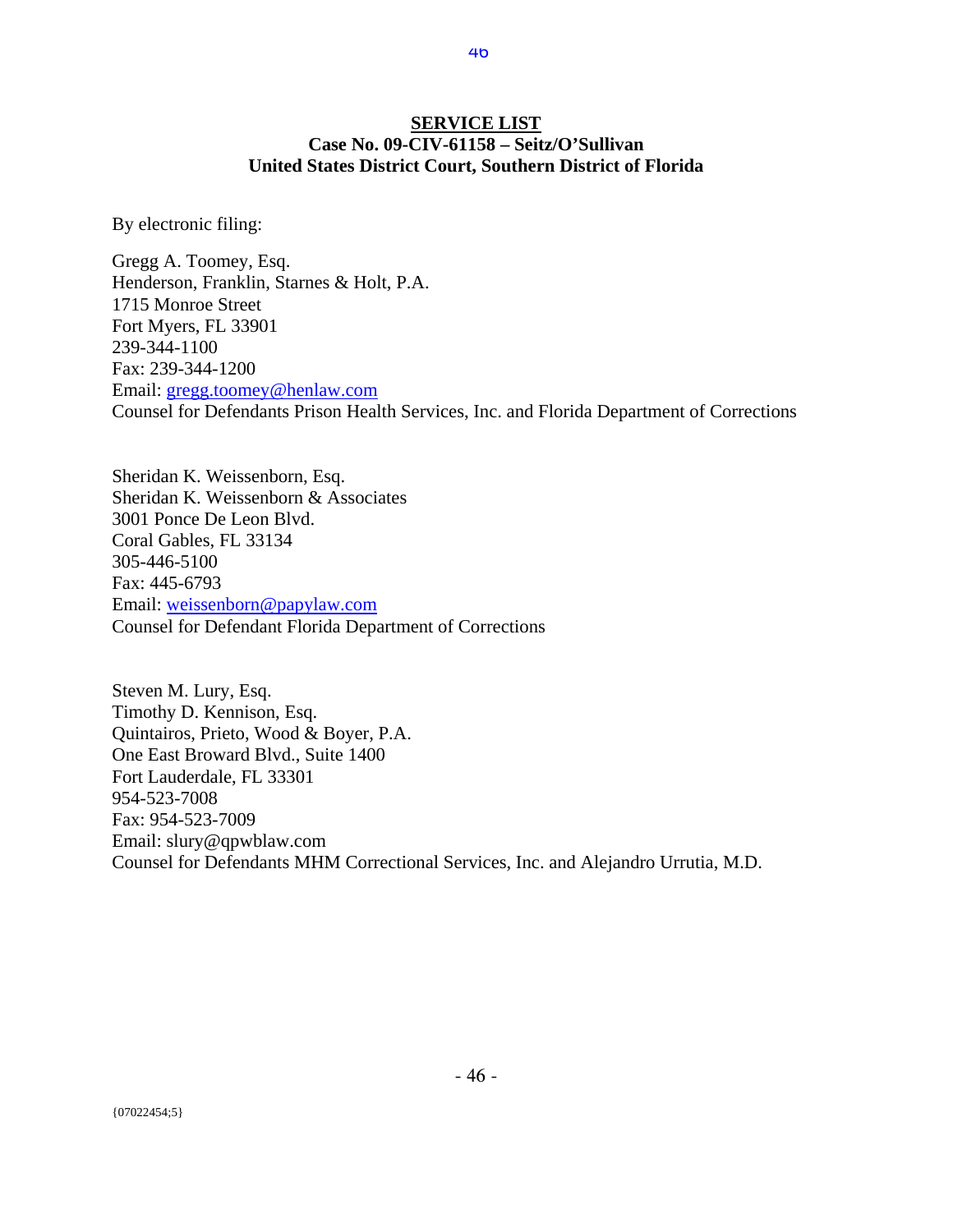**SERVICE LIST**
**Case No. 09-CIV-61158 – Seitz/O'Sullivan**
**United States District Court, Southern District of Florida**

By electronic filing:

Gregg A. Toomey, Esq.
Henderson, Franklin, Starnes & Holt, P.A.
1715 Monroe Street
Fort Myers, FL 33901
239-344-1100
Fax: 239-344-1200
Email: gregg.toomey@henlaw.com
Counsel for Defendants Prison Health Services, Inc. and Florida Department of Corrections

Sheridan K. Weissenborn, Esq.
Sheridan K. Weissenborn & Associates
3001 Ponce De Leon Blvd.
Coral Gables, FL 33134
305-446-5100
Fax: 445-6793
Email: weissenborn@papylaw.com
Counsel for Defendant Florida Department of Corrections

Steven M. Lury, Esq.
Timothy D. Kennison, Esq.
Quintairos, Prieto, Wood & Boyer, P.A.
One East Broward Blvd., Suite 1400
Fort Lauderdale, FL 33301
954-523-7008
Fax: 954-523-7009
Email: slury@qpwblaw.com
Counsel for Defendants MHM Correctional Services, Inc. and Alejandro Urrutia, M.D.

{07022454;5}